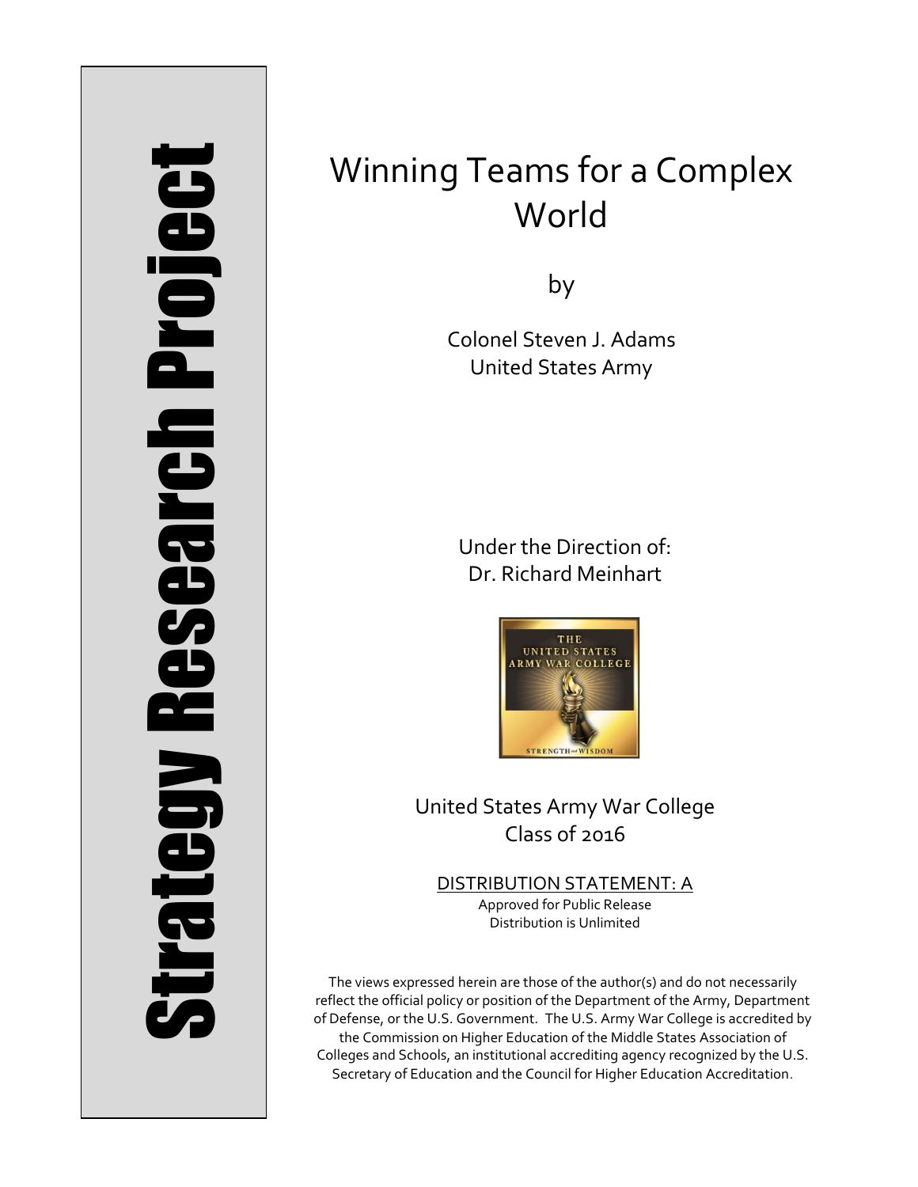Strategy Research Project

# Winning Teams for a Complex World

by

Colonel Steven J. Adams
United States Army

Under the Direction of:
Dr. Richard Meinhart

United States Army War College
Class of 2016

DISTRIBUTION STATEMENT: A
Approved for Public Release
Distribution is Unlimited

The views expressed herein are those of the author(s) and do not necessarily reflect the official policy or position of the Department of the Army, Department of Defense, or the U.S. Government. The U.S. Army War College is accredited by the Commission on Higher Education of the Middle States Association of Colleges and Schools, an institutional accrediting agency recognized by the U.S. Secretary of Education and the Council for Higher Education Accreditation.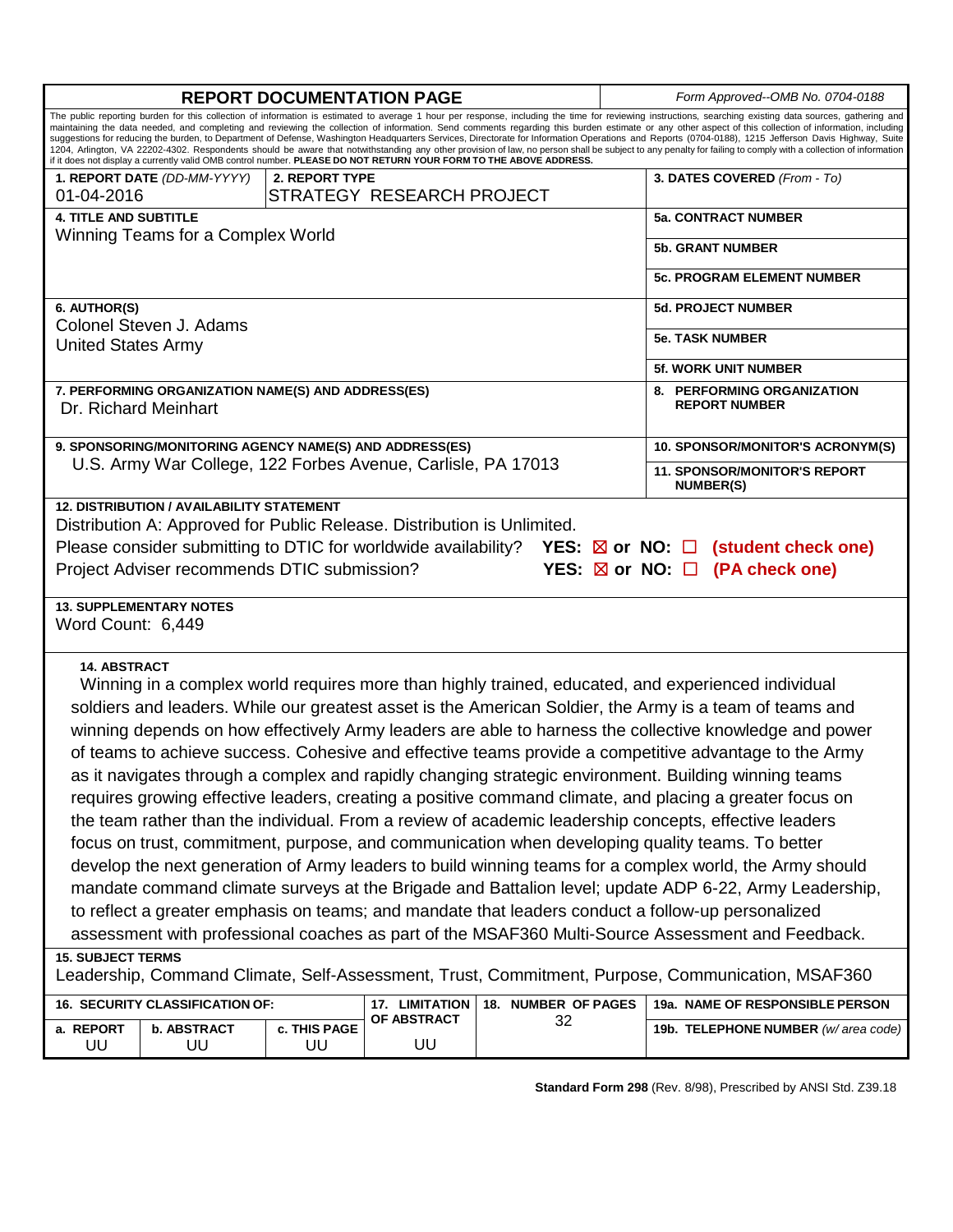# REPORT DOCUMENTATION PAGE

*Form Approved--OMB No. 0704-0188*

The public reporting burden for this collection of information is estimated to average 1 hour per response, including the time for reviewing instructions, searching existing data sources, gathering and maintaining the data needed, and completing and reviewing the collection of information. Send comments regarding this burden estimate or any other aspect of this collection of information, including suggestions for reducing the burden, to Department of Defense, Washington Headquarters Services, Directorate for Information Operations and Reports (0704-0188), 1215 Jefferson Davis Highway, Suite 1204, Arlington, VA 22202-4302. Respondents should be aware that notwithstanding any other provision of law, no person shall be subject to any penalty for failing to comply with a collection of information if it does not display a currently valid OMB control number. **PLEASE DO NOT RETURN YOUR FORM TO THE ABOVE ADDRESS.**

**1. REPORT DATE** *(DD-MM-YYYY)*
01-04-2016

**2. REPORT TYPE**
STRATEGY RESEARCH PROJECT

**3. DATES COVERED** *(From - To)*

**4. TITLE AND SUBTITLE**
Winning Teams for a Complex World

**5a. CONTRACT NUMBER**

**5b. GRANT NUMBER**

**5c. PROGRAM ELEMENT NUMBER**

**6. AUTHOR(S)**
Colonel Steven J. Adams
United States Army

**5d. PROJECT NUMBER**

**5e. TASK NUMBER**

**5f. WORK UNIT NUMBER**

**7. PERFORMING ORGANIZATION NAME(S) AND ADDRESS(ES)**
Dr. Richard Meinhart

**8. PERFORMING ORGANIZATION REPORT NUMBER**

**9. SPONSORING/MONITORING AGENCY NAME(S) AND ADDRESS(ES)**
U.S. Army War College, 122 Forbes Avenue, Carlisle, PA 17013

**10. SPONSOR/MONITOR'S ACRONYM(S)**

**11. SPONSOR/MONITOR'S REPORT NUMBER(S)**

**12. DISTRIBUTION / AVAILABILITY STATEMENT**
Distribution A: Approved for Public Release. Distribution is Unlimited.
Please consider submitting to DTIC for worldwide availability? **YES: ☒ or NO: ☐ (student check one)**
Project Adviser recommends DTIC submission? **YES: ☒ or NO: ☐ (PA check one)**

**13. SUPPLEMENTARY NOTES**
Word Count: 6,449

**14. ABSTRACT**
Winning in a complex world requires more than highly trained, educated, and experienced individual soldiers and leaders. While our greatest asset is the American Soldier, the Army is a team of teams and winning depends on how effectively Army leaders are able to harness the collective knowledge and power of teams to achieve success. Cohesive and effective teams provide a competitive advantage to the Army as it navigates through a complex and rapidly changing strategic environment. Building winning teams requires growing effective leaders, creating a positive command climate, and placing a greater focus on the team rather than the individual. From a review of academic leadership concepts, effective leaders focus on trust, commitment, purpose, and communication when developing quality teams. To better develop the next generation of Army leaders to build winning teams for a complex world, the Army should mandate command climate surveys at the Brigade and Battalion level; update ADP 6-22, Army Leadership, to reflect a greater emphasis on teams; and mandate that leaders conduct a follow-up personalized assessment with professional coaches as part of the MSAF360 Multi-Source Assessment and Feedback.

**15. SUBJECT TERMS**
Leadership, Command Climate, Self-Assessment, Trust, Commitment, Purpose, Communication, MSAF360

| 16. SECURITY CLASSIFICATION OF: | | | 17. LIMITATION OF ABSTRACT | 18. NUMBER OF PAGES | 19a. NAME OF RESPONSIBLE PERSON |
|---|---|---|---|---|---|
| a. REPORT | b. ABSTRACT | c. THIS PAGE | | | 19b. TELEPHONE NUMBER (w/ area code) |
| UU | UU | UU | UU | 32 | |

**Standard Form 298** (Rev. 8/98), Prescribed by ANSI Std. Z39.18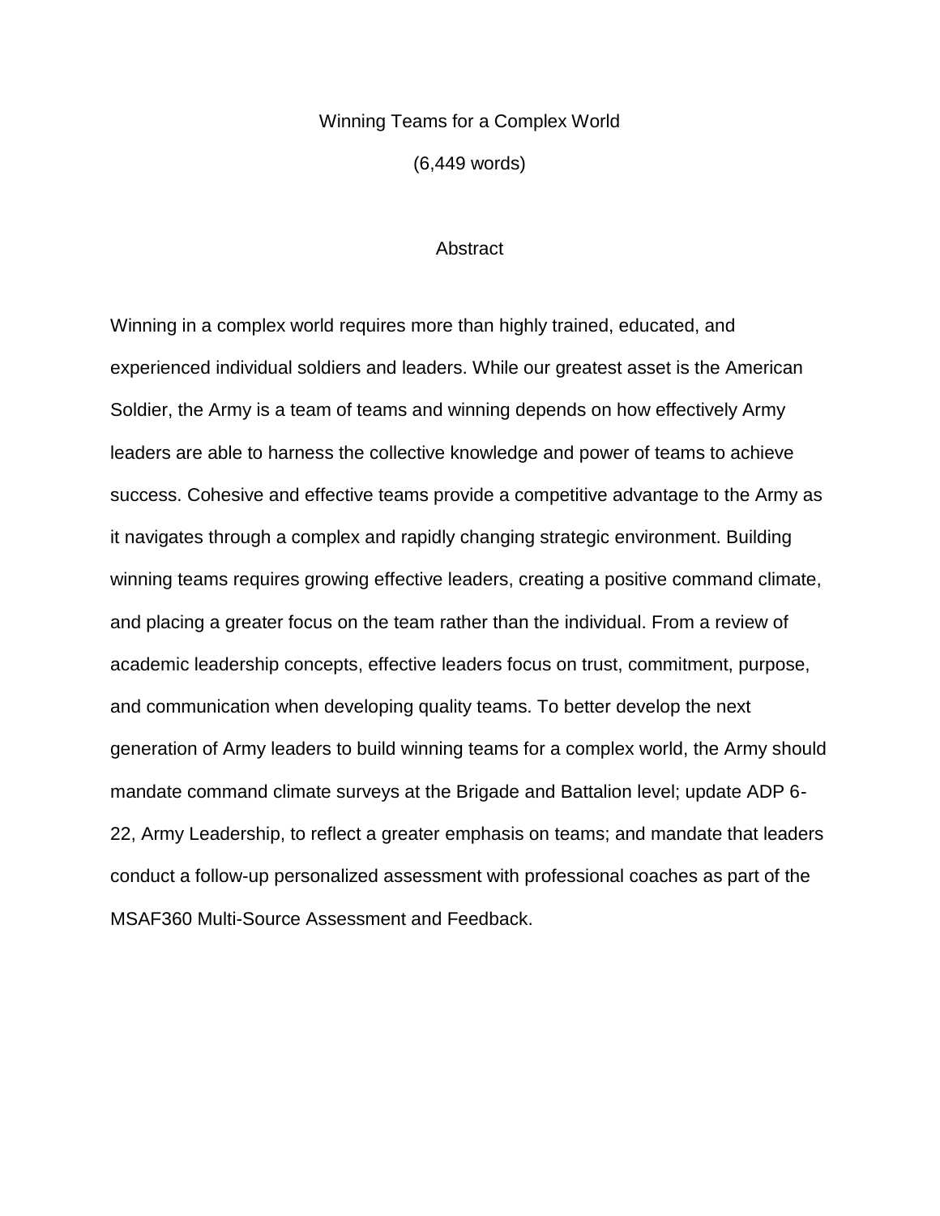Winning Teams for a Complex World

(6,449 words)

## Abstract

Winning in a complex world requires more than highly trained, educated, and experienced individual soldiers and leaders. While our greatest asset is the American Soldier, the Army is a team of teams and winning depends on how effectively Army leaders are able to harness the collective knowledge and power of teams to achieve success. Cohesive and effective teams provide a competitive advantage to the Army as it navigates through a complex and rapidly changing strategic environment. Building winning teams requires growing effective leaders, creating a positive command climate, and placing a greater focus on the team rather than the individual. From a review of academic leadership concepts, effective leaders focus on trust, commitment, purpose, and communication when developing quality teams. To better develop the next generation of Army leaders to build winning teams for a complex world, the Army should mandate command climate surveys at the Brigade and Battalion level; update ADP 6-22, Army Leadership, to reflect a greater emphasis on teams; and mandate that leaders conduct a follow-up personalized assessment with professional coaches as part of the MSAF360 Multi-Source Assessment and Feedback.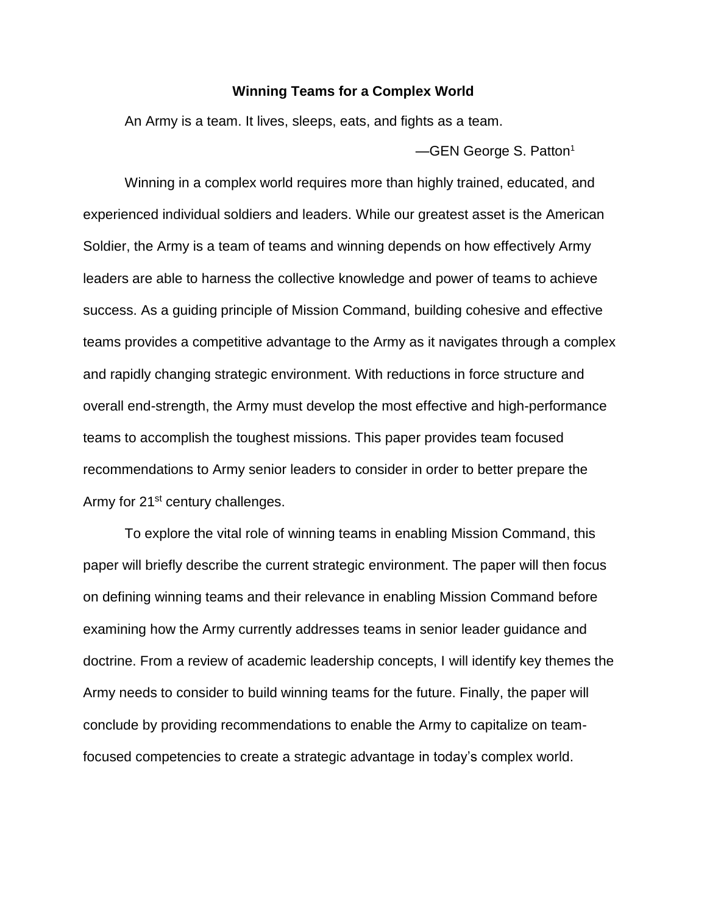## Winning Teams for a Complex World

> An Army is a team. It lives, sleeps, eats, and fights as a team.
>
> —GEN George S. Patton[1]

Winning in a complex world requires more than highly trained, educated, and experienced individual soldiers and leaders. While our greatest asset is the American Soldier, the Army is a team of teams and winning depends on how effectively Army leaders are able to harness the collective knowledge and power of teams to achieve success. As a guiding principle of Mission Command, building cohesive and effective teams provides a competitive advantage to the Army as it navigates through a complex and rapidly changing strategic environment. With reductions in force structure and overall end-strength, the Army must develop the most effective and high-performance teams to accomplish the toughest missions. This paper provides team focused recommendations to Army senior leaders to consider in order to better prepare the Army for 21st century challenges.

To explore the vital role of winning teams in enabling Mission Command, this paper will briefly describe the current strategic environment. The paper will then focus on defining winning teams and their relevance in enabling Mission Command before examining how the Army currently addresses teams in senior leader guidance and doctrine. From a review of academic leadership concepts, I will identify key themes the Army needs to consider to build winning teams for the future. Finally, the paper will conclude by providing recommendations to enable the Army to capitalize on team-focused competencies to create a strategic advantage in today's complex world.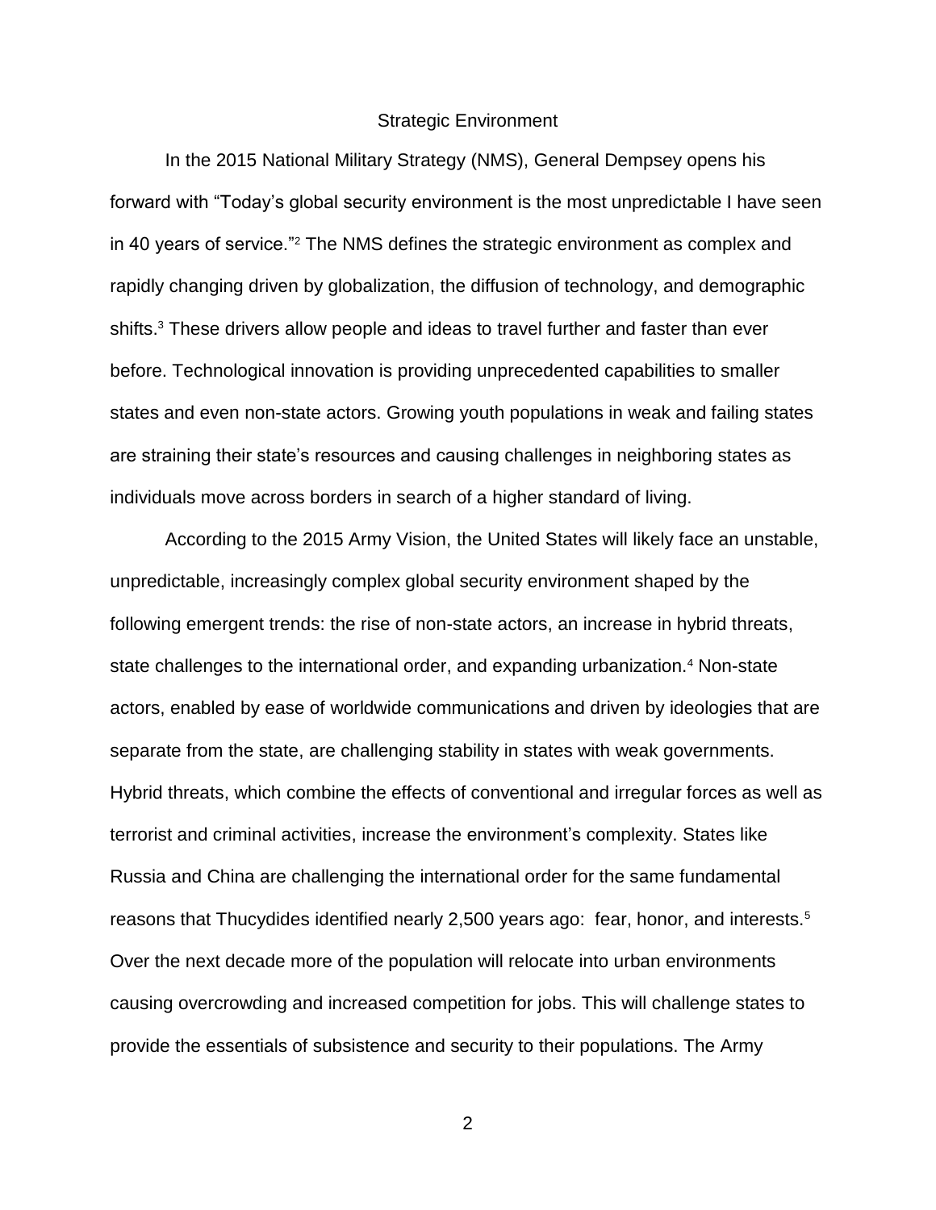## Strategic Environment

In the 2015 National Military Strategy (NMS), General Dempsey opens his forward with "Today's global security environment is the most unpredictable I have seen in 40 years of service."[2] The NMS defines the strategic environment as complex and rapidly changing driven by globalization, the diffusion of technology, and demographic shifts.[3] These drivers allow people and ideas to travel further and faster than ever before. Technological innovation is providing unprecedented capabilities to smaller states and even non-state actors. Growing youth populations in weak and failing states are straining their state's resources and causing challenges in neighboring states as individuals move across borders in search of a higher standard of living.

According to the 2015 Army Vision, the United States will likely face an unstable, unpredictable, increasingly complex global security environment shaped by the following emergent trends: the rise of non-state actors, an increase in hybrid threats, state challenges to the international order, and expanding urbanization.[4] Non-state actors, enabled by ease of worldwide communications and driven by ideologies that are separate from the state, are challenging stability in states with weak governments. Hybrid threats, which combine the effects of conventional and irregular forces as well as terrorist and criminal activities, increase the environment's complexity. States like Russia and China are challenging the international order for the same fundamental reasons that Thucydides identified nearly 2,500 years ago: fear, honor, and interests.[5] Over the next decade more of the population will relocate into urban environments causing overcrowding and increased competition for jobs. This will challenge states to provide the essentials of subsistence and security to their populations. The Army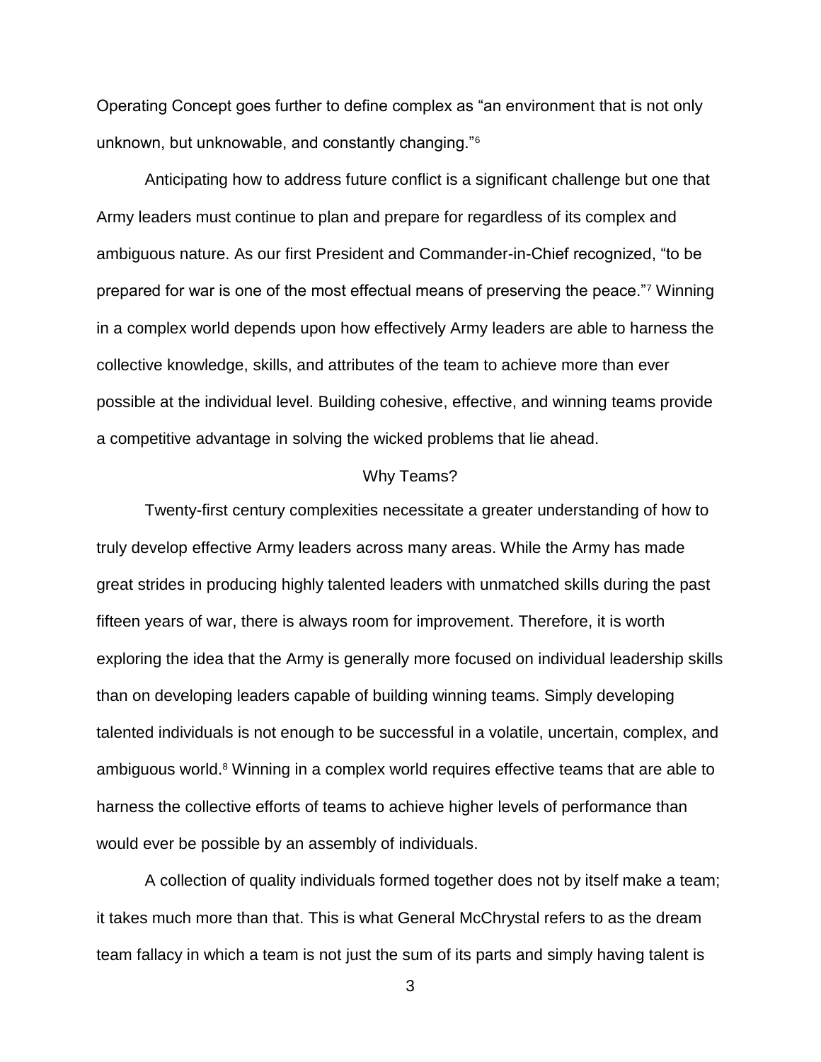Operating Concept goes further to define complex as "an environment that is not only unknown, but unknowable, and constantly changing."[6]

Anticipating how to address future conflict is a significant challenge but one that Army leaders must continue to plan and prepare for regardless of its complex and ambiguous nature. As our first President and Commander-in-Chief recognized, "to be prepared for war is one of the most effectual means of preserving the peace."[7] Winning in a complex world depends upon how effectively Army leaders are able to harness the collective knowledge, skills, and attributes of the team to achieve more than ever possible at the individual level. Building cohesive, effective, and winning teams provide a competitive advantage in solving the wicked problems that lie ahead.

## Why Teams?

Twenty-first century complexities necessitate a greater understanding of how to truly develop effective Army leaders across many areas. While the Army has made great strides in producing highly talented leaders with unmatched skills during the past fifteen years of war, there is always room for improvement. Therefore, it is worth exploring the idea that the Army is generally more focused on individual leadership skills than on developing leaders capable of building winning teams. Simply developing talented individuals is not enough to be successful in a volatile, uncertain, complex, and ambiguous world.[8] Winning in a complex world requires effective teams that are able to harness the collective efforts of teams to achieve higher levels of performance than would ever be possible by an assembly of individuals.

A collection of quality individuals formed together does not by itself make a team; it takes much more than that. This is what General McChrystal refers to as the dream team fallacy in which a team is not just the sum of its parts and simply having talent is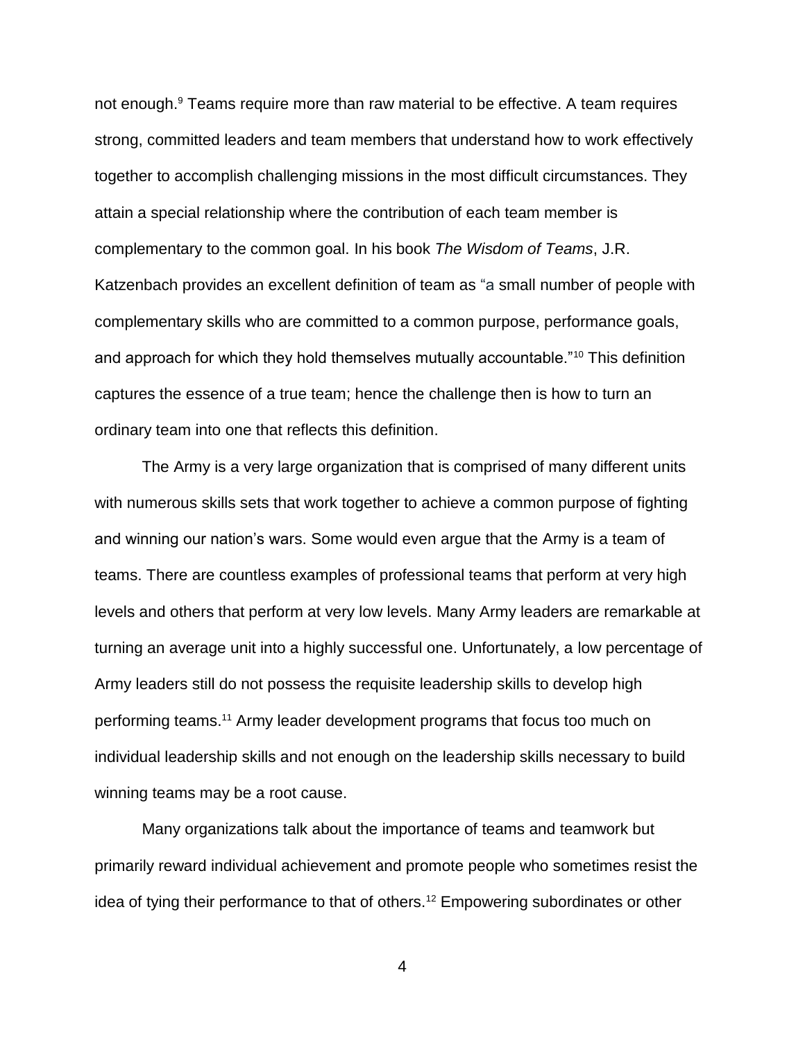not enough.[9] Teams require more than raw material to be effective. A team requires strong, committed leaders and team members that understand how to work effectively together to accomplish challenging missions in the most difficult circumstances. They attain a special relationship where the contribution of each team member is complementary to the common goal. In his book *The Wisdom of Teams*, J.R. Katzenbach provides an excellent definition of team as "a small number of people with complementary skills who are committed to a common purpose, performance goals, and approach for which they hold themselves mutually accountable."[10] This definition captures the essence of a true team; hence the challenge then is how to turn an ordinary team into one that reflects this definition.

The Army is a very large organization that is comprised of many different units with numerous skills sets that work together to achieve a common purpose of fighting and winning our nation's wars. Some would even argue that the Army is a team of teams. There are countless examples of professional teams that perform at very high levels and others that perform at very low levels. Many Army leaders are remarkable at turning an average unit into a highly successful one. Unfortunately, a low percentage of Army leaders still do not possess the requisite leadership skills to develop high performing teams.[11] Army leader development programs that focus too much on individual leadership skills and not enough on the leadership skills necessary to build winning teams may be a root cause.

Many organizations talk about the importance of teams and teamwork but primarily reward individual achievement and promote people who sometimes resist the idea of tying their performance to that of others.[12] Empowering subordinates or other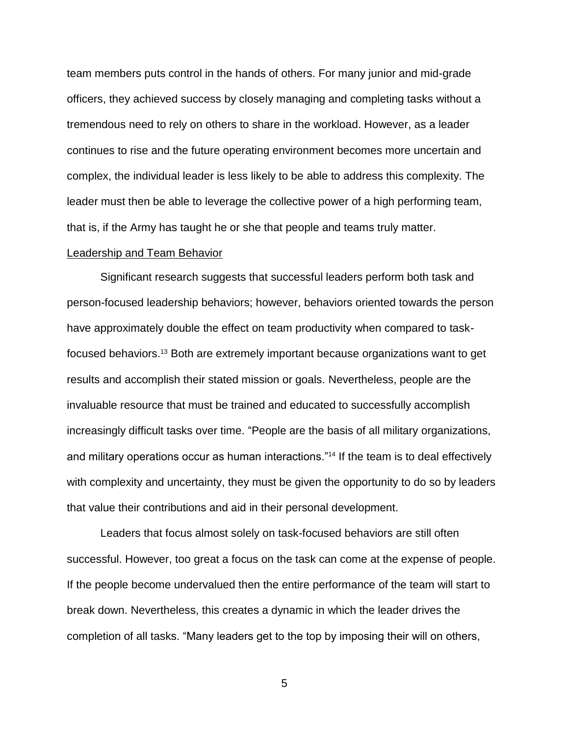team members puts control in the hands of others. For many junior and mid-grade officers, they achieved success by closely managing and completing tasks without a tremendous need to rely on others to share in the workload. However, as a leader continues to rise and the future operating environment becomes more uncertain and complex, the individual leader is less likely to be able to address this complexity. The leader must then be able to leverage the collective power of a high performing team, that is, if the Army has taught he or she that people and teams truly matter.

Leadership and Team Behavior

Significant research suggests that successful leaders perform both task and person-focused leadership behaviors; however, behaviors oriented towards the person have approximately double the effect on team productivity when compared to task-focused behaviors.[13] Both are extremely important because organizations want to get results and accomplish their stated mission or goals. Nevertheless, people are the invaluable resource that must be trained and educated to successfully accomplish increasingly difficult tasks over time. "People are the basis of all military organizations, and military operations occur as human interactions."[14] If the team is to deal effectively with complexity and uncertainty, they must be given the opportunity to do so by leaders that value their contributions and aid in their personal development.

Leaders that focus almost solely on task-focused behaviors are still often successful. However, too great a focus on the task can come at the expense of people. If the people become undervalued then the entire performance of the team will start to break down. Nevertheless, this creates a dynamic in which the leader drives the completion of all tasks. "Many leaders get to the top by imposing their will on others,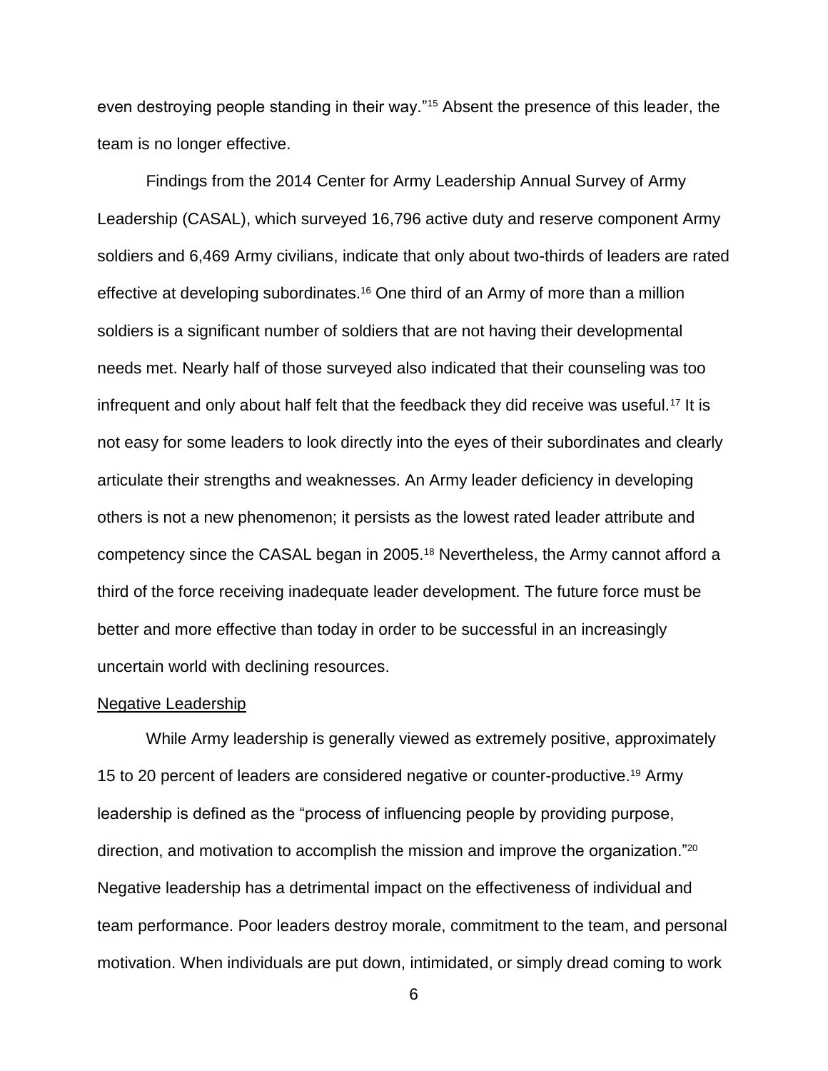even destroying people standing in their way."[15] Absent the presence of this leader, the team is no longer effective.

Findings from the 2014 Center for Army Leadership Annual Survey of Army Leadership (CASAL), which surveyed 16,796 active duty and reserve component Army soldiers and 6,469 Army civilians, indicate that only about two-thirds of leaders are rated effective at developing subordinates.[16] One third of an Army of more than a million soldiers is a significant number of soldiers that are not having their developmental needs met. Nearly half of those surveyed also indicated that their counseling was too infrequent and only about half felt that the feedback they did receive was useful.[17] It is not easy for some leaders to look directly into the eyes of their subordinates and clearly articulate their strengths and weaknesses. An Army leader deficiency in developing others is not a new phenomenon; it persists as the lowest rated leader attribute and competency since the CASAL began in 2005.[18] Nevertheless, the Army cannot afford a third of the force receiving inadequate leader development. The future force must be better and more effective than today in order to be successful in an increasingly uncertain world with declining resources.

<u>Negative Leadership</u>

While Army leadership is generally viewed as extremely positive, approximately 15 to 20 percent of leaders are considered negative or counter-productive.[19] Army leadership is defined as the "process of influencing people by providing purpose, direction, and motivation to accomplish the mission and improve the organization."[20] Negative leadership has a detrimental impact on the effectiveness of individual and team performance. Poor leaders destroy morale, commitment to the team, and personal motivation. When individuals are put down, intimidated, or simply dread coming to work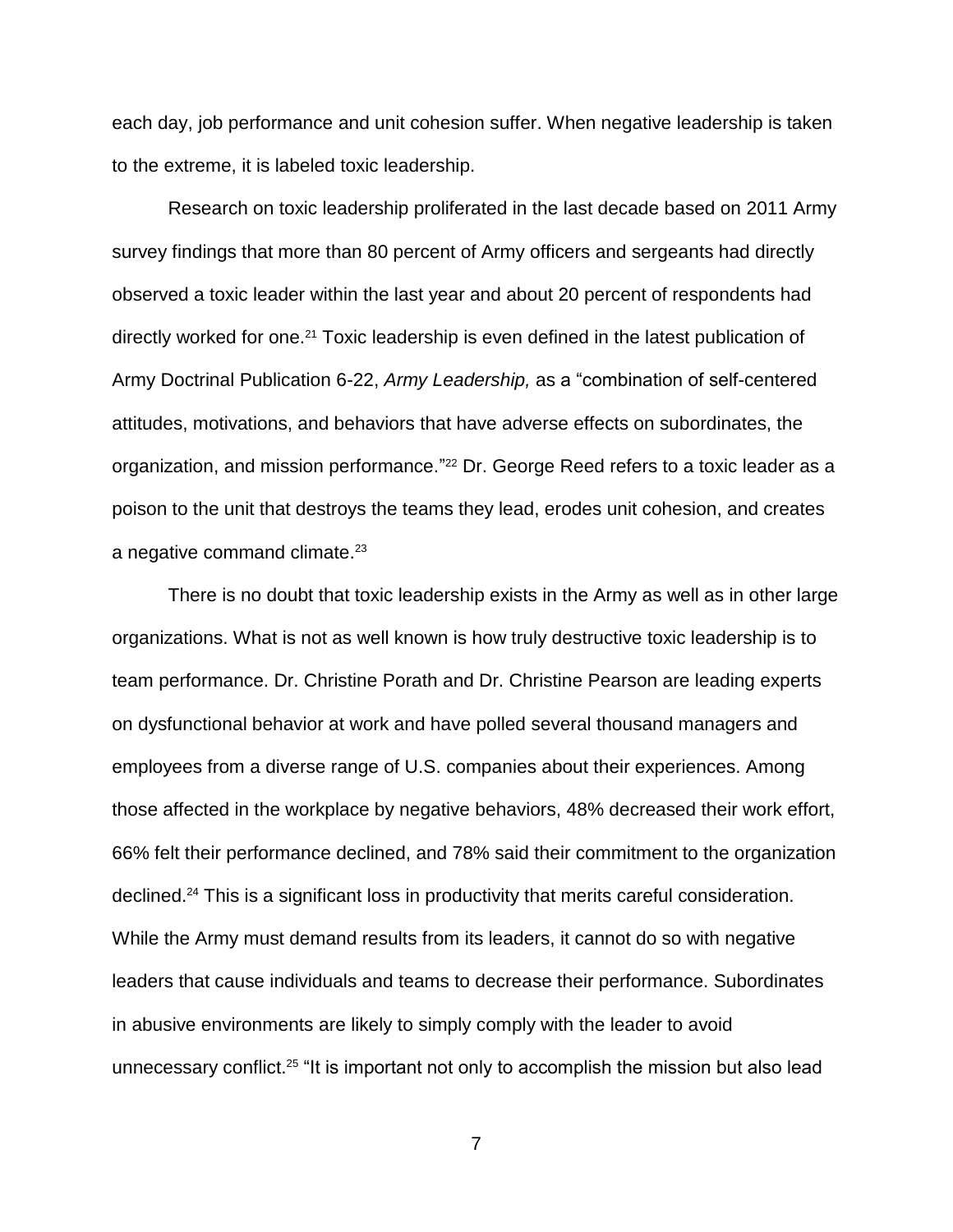each day, job performance and unit cohesion suffer. When negative leadership is taken to the extreme, it is labeled toxic leadership.

Research on toxic leadership proliferated in the last decade based on 2011 Army survey findings that more than 80 percent of Army officers and sergeants had directly observed a toxic leader within the last year and about 20 percent of respondents had directly worked for one.[21] Toxic leadership is even defined in the latest publication of Army Doctrinal Publication 6-22, *Army Leadership,* as a "combination of self-centered attitudes, motivations, and behaviors that have adverse effects on subordinates, the organization, and mission performance."[22] Dr. George Reed refers to a toxic leader as a poison to the unit that destroys the teams they lead, erodes unit cohesion, and creates a negative command climate.[23]

There is no doubt that toxic leadership exists in the Army as well as in other large organizations. What is not as well known is how truly destructive toxic leadership is to team performance. Dr. Christine Porath and Dr. Christine Pearson are leading experts on dysfunctional behavior at work and have polled several thousand managers and employees from a diverse range of U.S. companies about their experiences. Among those affected in the workplace by negative behaviors, 48% decreased their work effort, 66% felt their performance declined, and 78% said their commitment to the organization declined.[24] This is a significant loss in productivity that merits careful consideration. While the Army must demand results from its leaders, it cannot do so with negative leaders that cause individuals and teams to decrease their performance. Subordinates in abusive environments are likely to simply comply with the leader to avoid unnecessary conflict.[25] "It is important not only to accomplish the mission but also lead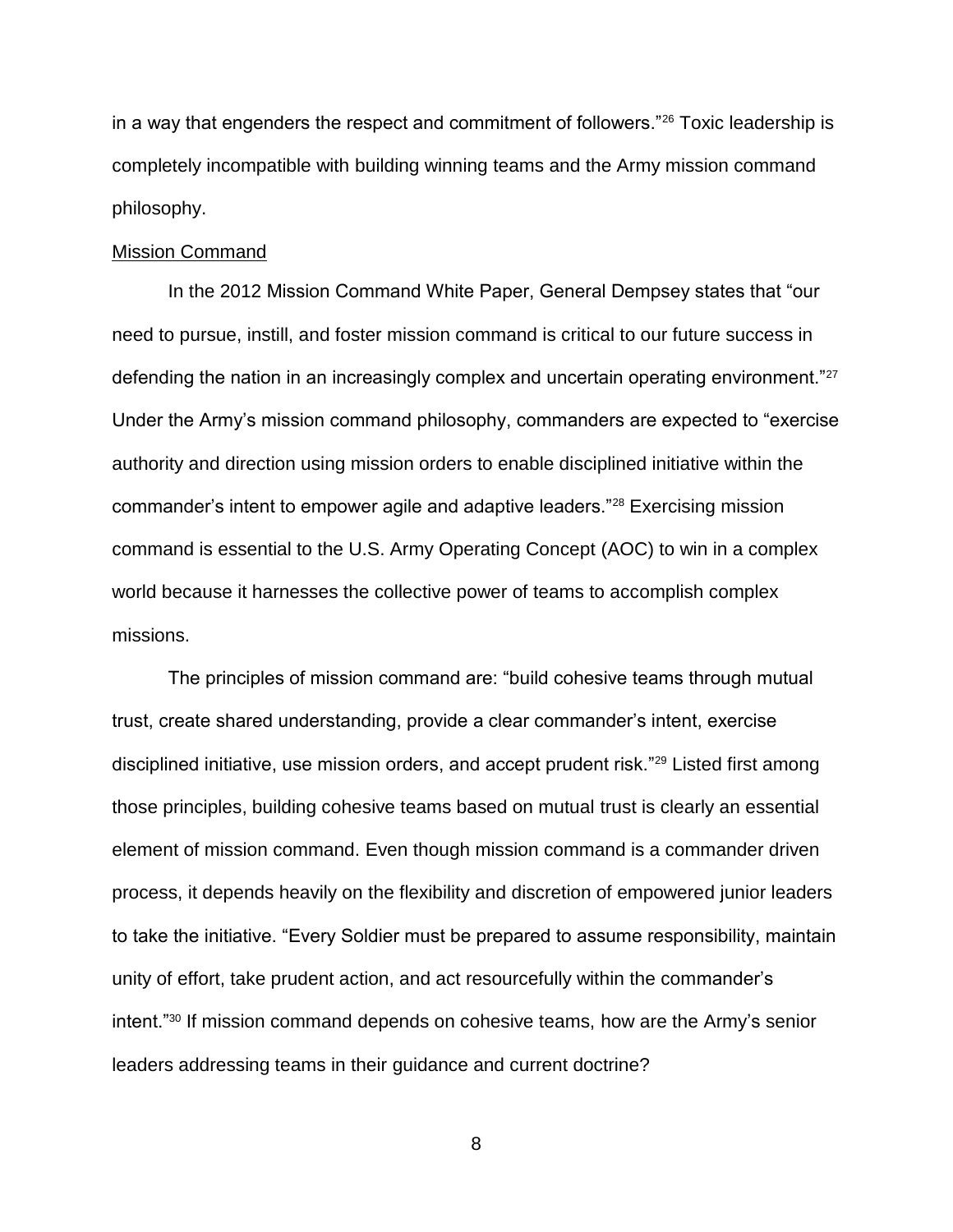in a way that engenders the respect and commitment of followers."[26] Toxic leadership is completely incompatible with building winning teams and the Army mission command philosophy.

## Mission Command

In the 2012 Mission Command White Paper, General Dempsey states that "our need to pursue, instill, and foster mission command is critical to our future success in defending the nation in an increasingly complex and uncertain operating environment."[27] Under the Army's mission command philosophy, commanders are expected to "exercise authority and direction using mission orders to enable disciplined initiative within the commander's intent to empower agile and adaptive leaders."[28] Exercising mission command is essential to the U.S. Army Operating Concept (AOC) to win in a complex world because it harnesses the collective power of teams to accomplish complex missions.

The principles of mission command are: "build cohesive teams through mutual trust, create shared understanding, provide a clear commander's intent, exercise disciplined initiative, use mission orders, and accept prudent risk."[29] Listed first among those principles, building cohesive teams based on mutual trust is clearly an essential element of mission command. Even though mission command is a commander driven process, it depends heavily on the flexibility and discretion of empowered junior leaders to take the initiative. "Every Soldier must be prepared to assume responsibility, maintain unity of effort, take prudent action, and act resourcefully within the commander's intent."[30] If mission command depends on cohesive teams, how are the Army's senior leaders addressing teams in their guidance and current doctrine?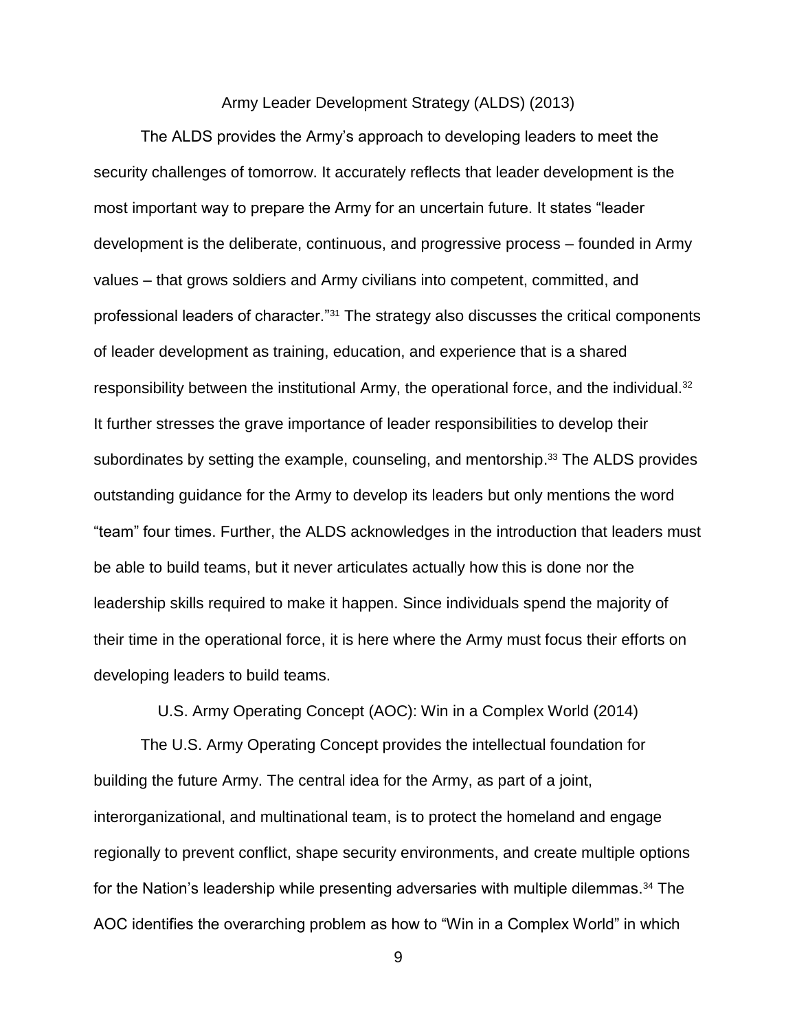## Army Leader Development Strategy (ALDS) (2013)

The ALDS provides the Army's approach to developing leaders to meet the security challenges of tomorrow. It accurately reflects that leader development is the most important way to prepare the Army for an uncertain future. It states "leader development is the deliberate, continuous, and progressive process – founded in Army values – that grows soldiers and Army civilians into competent, committed, and professional leaders of character."[31] The strategy also discusses the critical components of leader development as training, education, and experience that is a shared responsibility between the institutional Army, the operational force, and the individual.[32] It further stresses the grave importance of leader responsibilities to develop their subordinates by setting the example, counseling, and mentorship.[33] The ALDS provides outstanding guidance for the Army to develop its leaders but only mentions the word "team" four times. Further, the ALDS acknowledges in the introduction that leaders must be able to build teams, but it never articulates actually how this is done nor the leadership skills required to make it happen. Since individuals spend the majority of their time in the operational force, it is here where the Army must focus their efforts on developing leaders to build teams.

## U.S. Army Operating Concept (AOC): Win in a Complex World (2014)

The U.S. Army Operating Concept provides the intellectual foundation for building the future Army. The central idea for the Army, as part of a joint, interorganizational, and multinational team, is to protect the homeland and engage regionally to prevent conflict, shape security environments, and create multiple options for the Nation's leadership while presenting adversaries with multiple dilemmas.[34] The AOC identifies the overarching problem as how to "Win in a Complex World" in which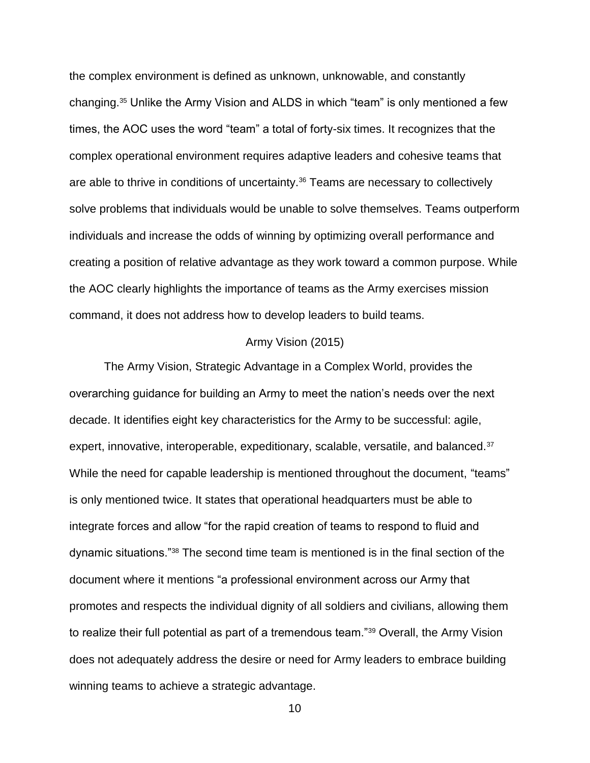the complex environment is defined as unknown, unknowable, and constantly changing.[35] Unlike the Army Vision and ALDS in which "team" is only mentioned a few times, the AOC uses the word "team" a total of forty-six times. It recognizes that the complex operational environment requires adaptive leaders and cohesive teams that are able to thrive in conditions of uncertainty.[36] Teams are necessary to collectively solve problems that individuals would be unable to solve themselves. Teams outperform individuals and increase the odds of winning by optimizing overall performance and creating a position of relative advantage as they work toward a common purpose. While the AOC clearly highlights the importance of teams as the Army exercises mission command, it does not address how to develop leaders to build teams.

## Army Vision (2015)

The Army Vision, Strategic Advantage in a Complex World, provides the overarching guidance for building an Army to meet the nation's needs over the next decade. It identifies eight key characteristics for the Army to be successful: agile, expert, innovative, interoperable, expeditionary, scalable, versatile, and balanced.[37] While the need for capable leadership is mentioned throughout the document, "teams" is only mentioned twice. It states that operational headquarters must be able to integrate forces and allow "for the rapid creation of teams to respond to fluid and dynamic situations."[38] The second time team is mentioned is in the final section of the document where it mentions "a professional environment across our Army that promotes and respects the individual dignity of all soldiers and civilians, allowing them to realize their full potential as part of a tremendous team."[39] Overall, the Army Vision does not adequately address the desire or need for Army leaders to embrace building winning teams to achieve a strategic advantage.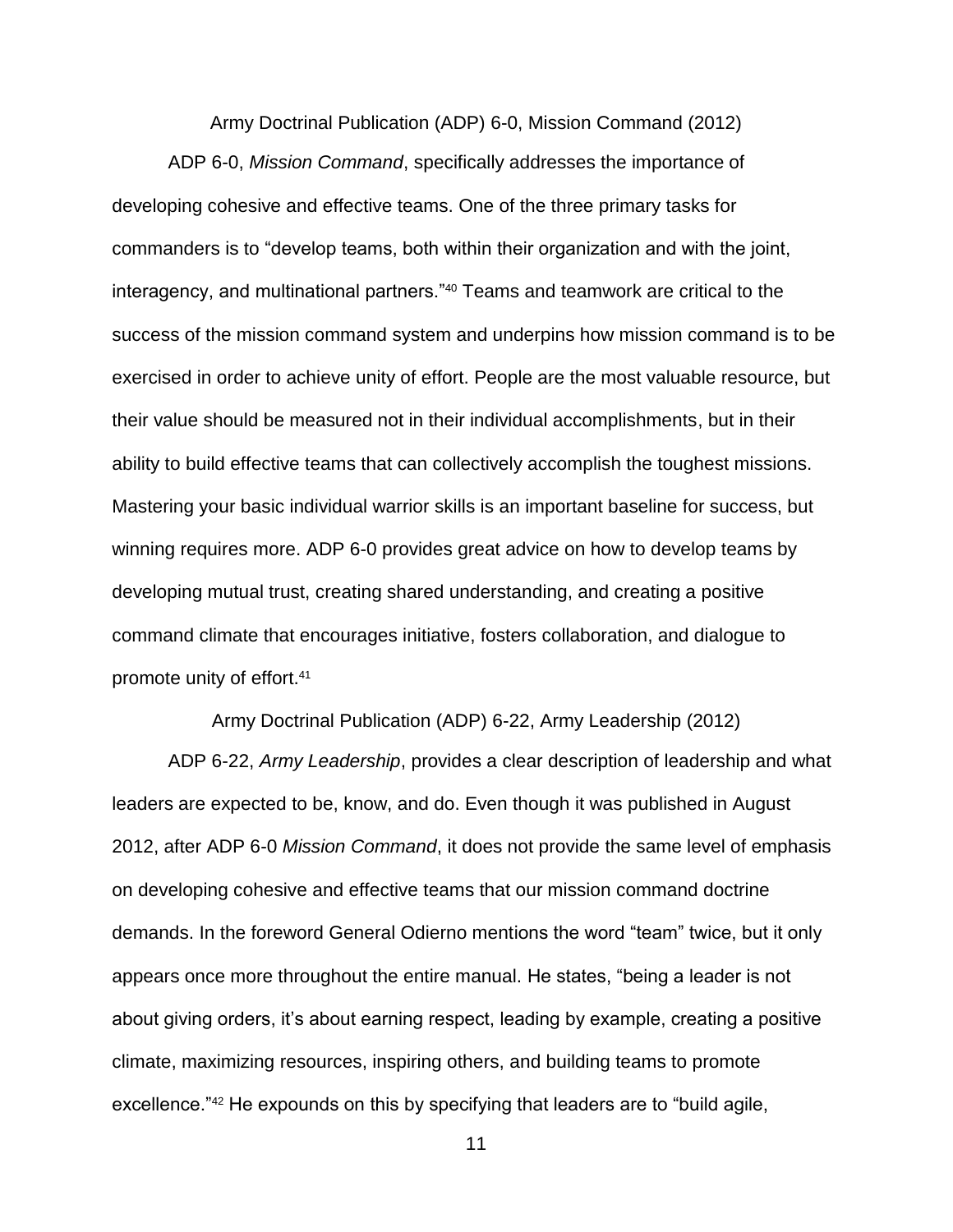## Army Doctrinal Publication (ADP) 6-0, Mission Command (2012)

ADP 6-0, *Mission Command*, specifically addresses the importance of developing cohesive and effective teams. One of the three primary tasks for commanders is to "develop teams, both within their organization and with the joint, interagency, and multinational partners."[40] Teams and teamwork are critical to the success of the mission command system and underpins how mission command is to be exercised in order to achieve unity of effort. People are the most valuable resource, but their value should be measured not in their individual accomplishments, but in their ability to build effective teams that can collectively accomplish the toughest missions. Mastering your basic individual warrior skills is an important baseline for success, but winning requires more. ADP 6-0 provides great advice on how to develop teams by developing mutual trust, creating shared understanding, and creating a positive command climate that encourages initiative, fosters collaboration, and dialogue to promote unity of effort.[41]

## Army Doctrinal Publication (ADP) 6-22, Army Leadership (2012)

ADP 6-22, *Army Leadership*, provides a clear description of leadership and what leaders are expected to be, know, and do. Even though it was published in August 2012, after ADP 6-0 *Mission Command*, it does not provide the same level of emphasis on developing cohesive and effective teams that our mission command doctrine demands. In the foreword General Odierno mentions the word "team" twice, but it only appears once more throughout the entire manual. He states, "being a leader is not about giving orders, it's about earning respect, leading by example, creating a positive climate, maximizing resources, inspiring others, and building teams to promote excellence."[42] He expounds on this by specifying that leaders are to "build agile,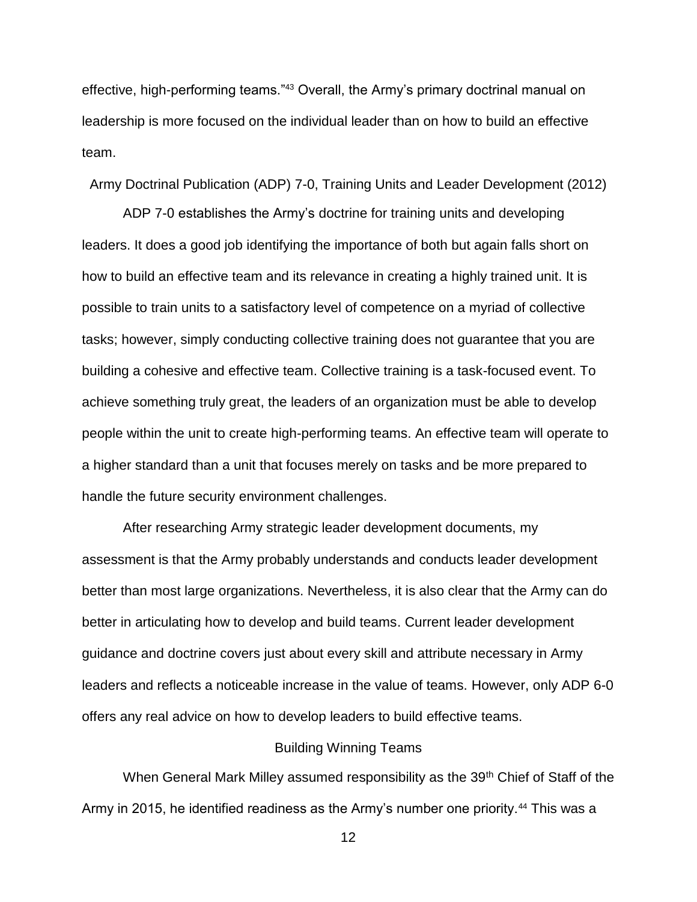effective, high-performing teams."[43] Overall, the Army's primary doctrinal manual on leadership is more focused on the individual leader than on how to build an effective team.

### Army Doctrinal Publication (ADP) 7-0, Training Units and Leader Development (2012)

ADP 7-0 establishes the Army's doctrine for training units and developing leaders. It does a good job identifying the importance of both but again falls short on how to build an effective team and its relevance in creating a highly trained unit. It is possible to train units to a satisfactory level of competence on a myriad of collective tasks; however, simply conducting collective training does not guarantee that you are building a cohesive and effective team. Collective training is a task-focused event. To achieve something truly great, the leaders of an organization must be able to develop people within the unit to create high-performing teams. An effective team will operate to a higher standard than a unit that focuses merely on tasks and be more prepared to handle the future security environment challenges.

After researching Army strategic leader development documents, my assessment is that the Army probably understands and conducts leader development better than most large organizations. Nevertheless, it is also clear that the Army can do better in articulating how to develop and build teams. Current leader development guidance and doctrine covers just about every skill and attribute necessary in Army leaders and reflects a noticeable increase in the value of teams. However, only ADP 6-0 offers any real advice on how to develop leaders to build effective teams.

## Building Winning Teams

When General Mark Milley assumed responsibility as the 39th Chief of Staff of the Army in 2015, he identified readiness as the Army's number one priority.[44] This was a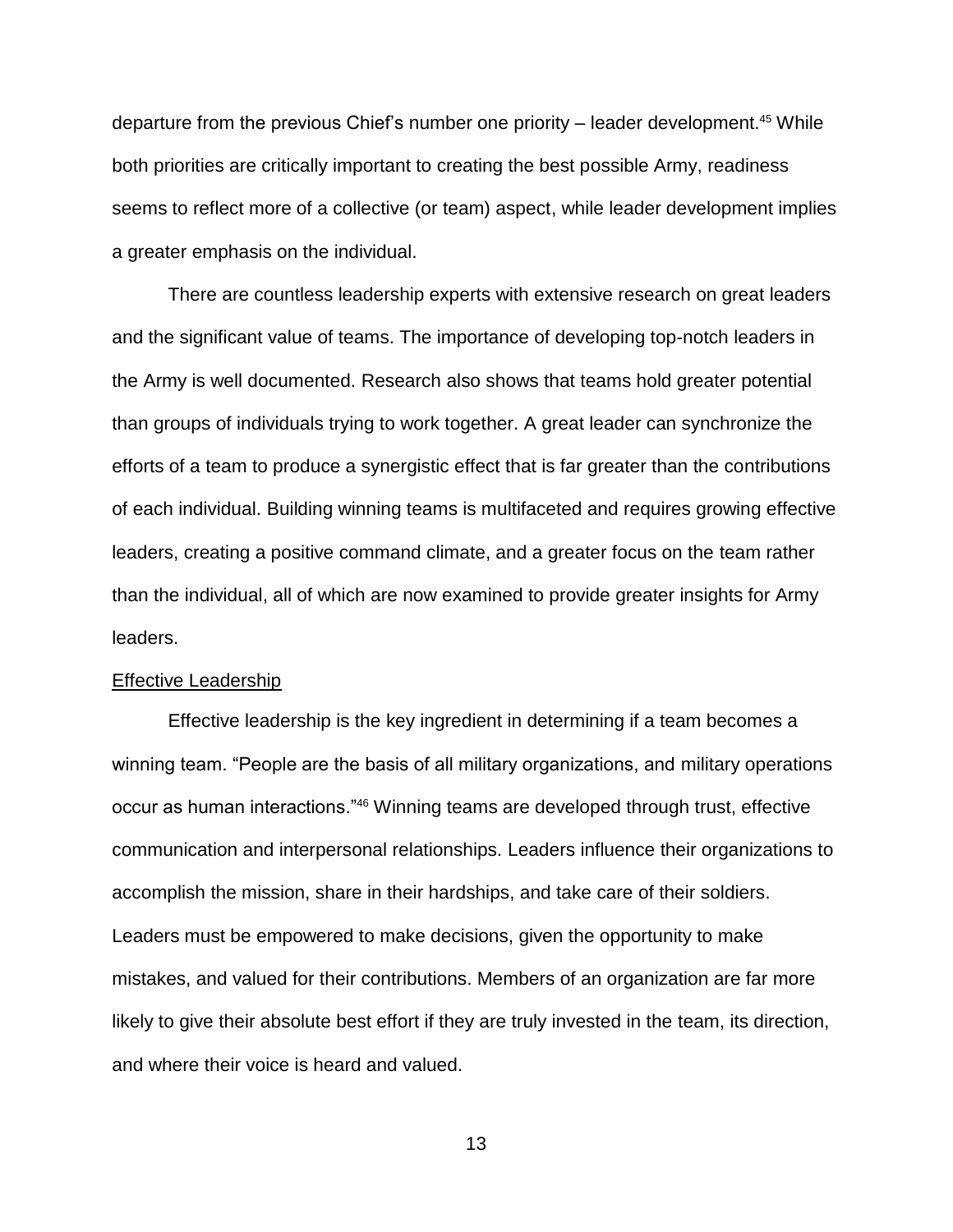departure from the previous Chief's number one priority – leader development.[45] While both priorities are critically important to creating the best possible Army, readiness seems to reflect more of a collective (or team) aspect, while leader development implies a greater emphasis on the individual.

There are countless leadership experts with extensive research on great leaders and the significant value of teams. The importance of developing top-notch leaders in the Army is well documented. Research also shows that teams hold greater potential than groups of individuals trying to work together. A great leader can synchronize the efforts of a team to produce a synergistic effect that is far greater than the contributions of each individual. Building winning teams is multifaceted and requires growing effective leaders, creating a positive command climate, and a greater focus on the team rather than the individual, all of which are now examined to provide greater insights for Army leaders.

Effective Leadership

Effective leadership is the key ingredient in determining if a team becomes a winning team. "People are the basis of all military organizations, and military operations occur as human interactions."[46] Winning teams are developed through trust, effective communication and interpersonal relationships. Leaders influence their organizations to accomplish the mission, share in their hardships, and take care of their soldiers. Leaders must be empowered to make decisions, given the opportunity to make mistakes, and valued for their contributions. Members of an organization are far more likely to give their absolute best effort if they are truly invested in the team, its direction, and where their voice is heard and valued.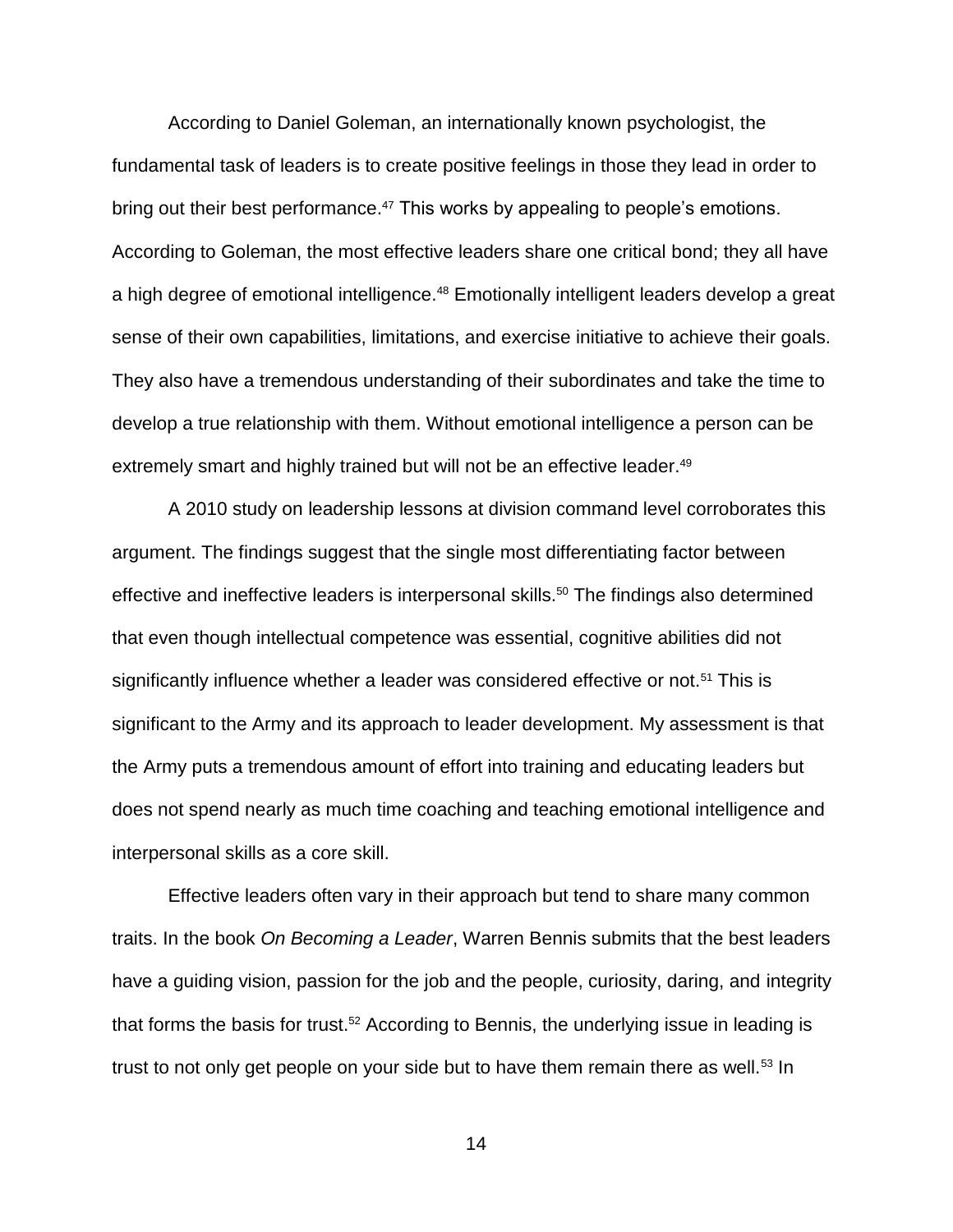According to Daniel Goleman, an internationally known psychologist, the fundamental task of leaders is to create positive feelings in those they lead in order to bring out their best performance.[47] This works by appealing to people's emotions. According to Goleman, the most effective leaders share one critical bond; they all have a high degree of emotional intelligence.[48] Emotionally intelligent leaders develop a great sense of their own capabilities, limitations, and exercise initiative to achieve their goals. They also have a tremendous understanding of their subordinates and take the time to develop a true relationship with them. Without emotional intelligence a person can be extremely smart and highly trained but will not be an effective leader.[49]

A 2010 study on leadership lessons at division command level corroborates this argument. The findings suggest that the single most differentiating factor between effective and ineffective leaders is interpersonal skills.[50] The findings also determined that even though intellectual competence was essential, cognitive abilities did not significantly influence whether a leader was considered effective or not.[51] This is significant to the Army and its approach to leader development. My assessment is that the Army puts a tremendous amount of effort into training and educating leaders but does not spend nearly as much time coaching and teaching emotional intelligence and interpersonal skills as a core skill.

Effective leaders often vary in their approach but tend to share many common traits. In the book *On Becoming a Leader*, Warren Bennis submits that the best leaders have a guiding vision, passion for the job and the people, curiosity, daring, and integrity that forms the basis for trust.[52] According to Bennis, the underlying issue in leading is trust to not only get people on your side but to have them remain there as well.[53] In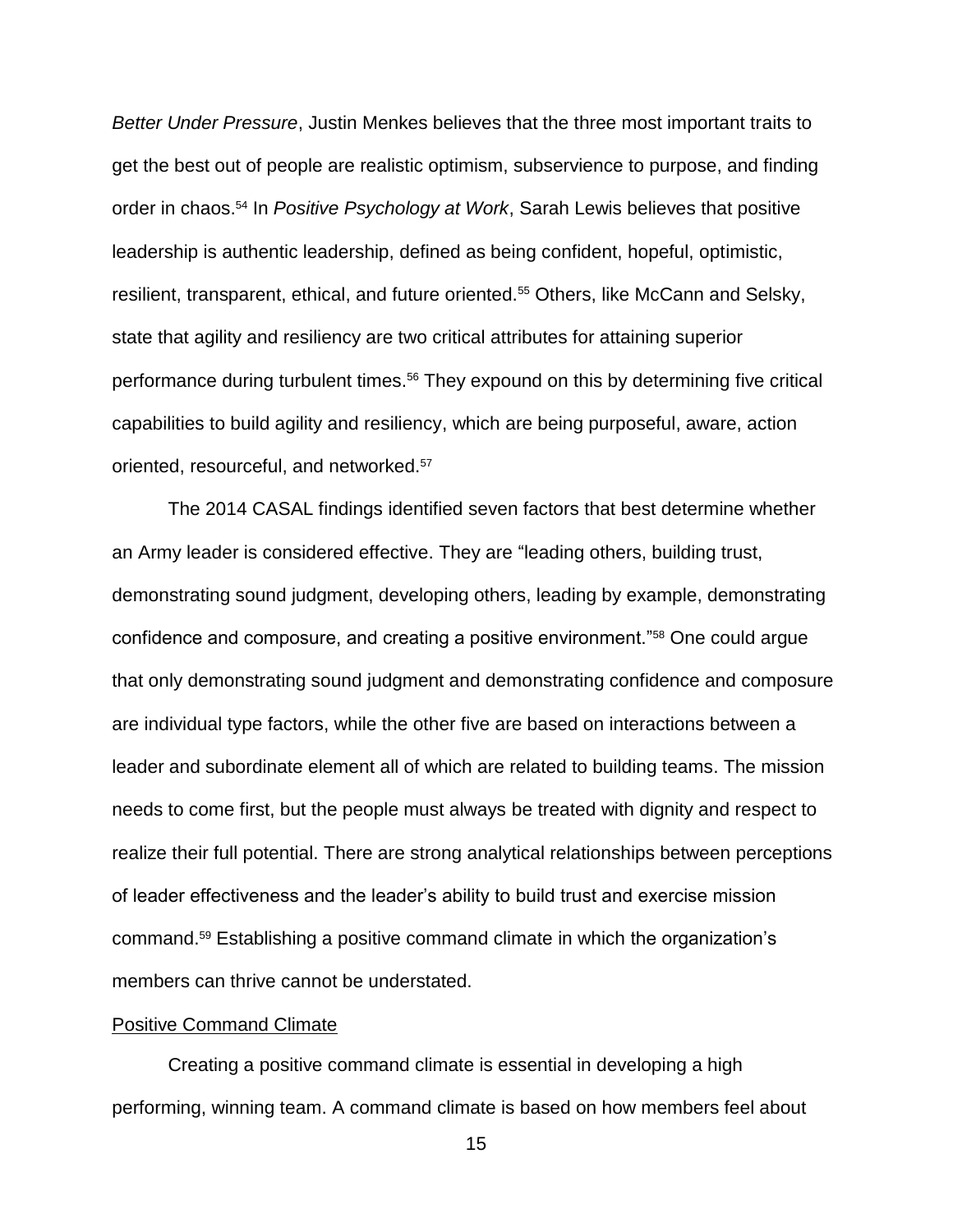*Better Under Pressure*, Justin Menkes believes that the three most important traits to get the best out of people are realistic optimism, subservience to purpose, and finding order in chaos.[54] In *Positive Psychology at Work*, Sarah Lewis believes that positive leadership is authentic leadership, defined as being confident, hopeful, optimistic, resilient, transparent, ethical, and future oriented.[55] Others, like McCann and Selsky, state that agility and resiliency are two critical attributes for attaining superior performance during turbulent times.[56] They expound on this by determining five critical capabilities to build agility and resiliency, which are being purposeful, aware, action oriented, resourceful, and networked.[57]

The 2014 CASAL findings identified seven factors that best determine whether an Army leader is considered effective. They are "leading others, building trust, demonstrating sound judgment, developing others, leading by example, demonstrating confidence and composure, and creating a positive environment."[58] One could argue that only demonstrating sound judgment and demonstrating confidence and composure are individual type factors, while the other five are based on interactions between a leader and subordinate element all of which are related to building teams. The mission needs to come first, but the people must always be treated with dignity and respect to realize their full potential. There are strong analytical relationships between perceptions of leader effectiveness and the leader's ability to build trust and exercise mission command.[59] Establishing a positive command climate in which the organization's members can thrive cannot be understated.

<u>Positive Command Climate</u>

Creating a positive command climate is essential in developing a high performing, winning team. A command climate is based on how members feel about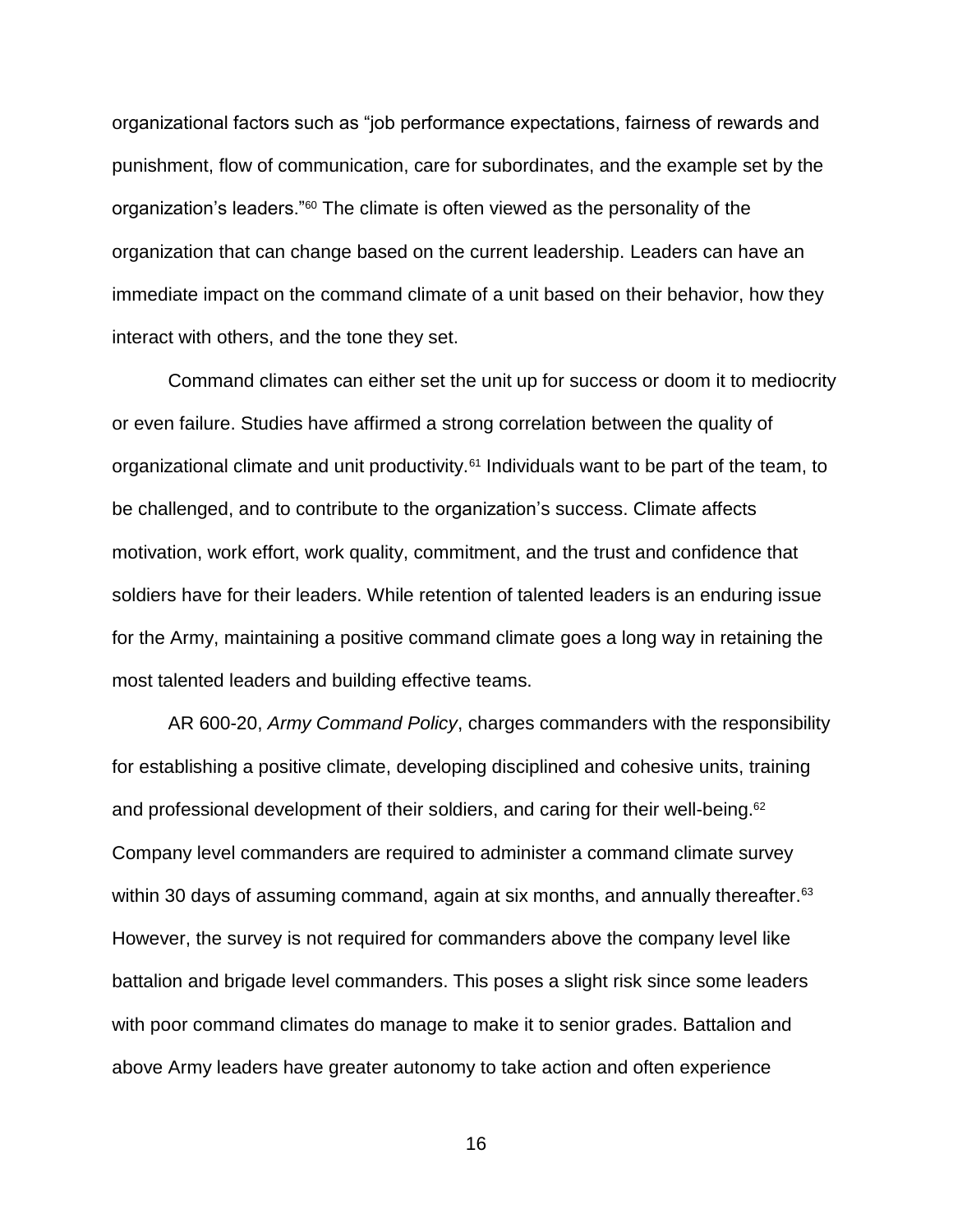organizational factors such as "job performance expectations, fairness of rewards and punishment, flow of communication, care for subordinates, and the example set by the organization's leaders."[60] The climate is often viewed as the personality of the organization that can change based on the current leadership. Leaders can have an immediate impact on the command climate of a unit based on their behavior, how they interact with others, and the tone they set.

Command climates can either set the unit up for success or doom it to mediocrity or even failure. Studies have affirmed a strong correlation between the quality of organizational climate and unit productivity.[61] Individuals want to be part of the team, to be challenged, and to contribute to the organization's success. Climate affects motivation, work effort, work quality, commitment, and the trust and confidence that soldiers have for their leaders. While retention of talented leaders is an enduring issue for the Army, maintaining a positive command climate goes a long way in retaining the most talented leaders and building effective teams.

AR 600-20, *Army Command Policy*, charges commanders with the responsibility for establishing a positive climate, developing disciplined and cohesive units, training and professional development of their soldiers, and caring for their well-being.[62] Company level commanders are required to administer a command climate survey within 30 days of assuming command, again at six months, and annually thereafter.[63] However, the survey is not required for commanders above the company level like battalion and brigade level commanders. This poses a slight risk since some leaders with poor command climates do manage to make it to senior grades. Battalion and above Army leaders have greater autonomy to take action and often experience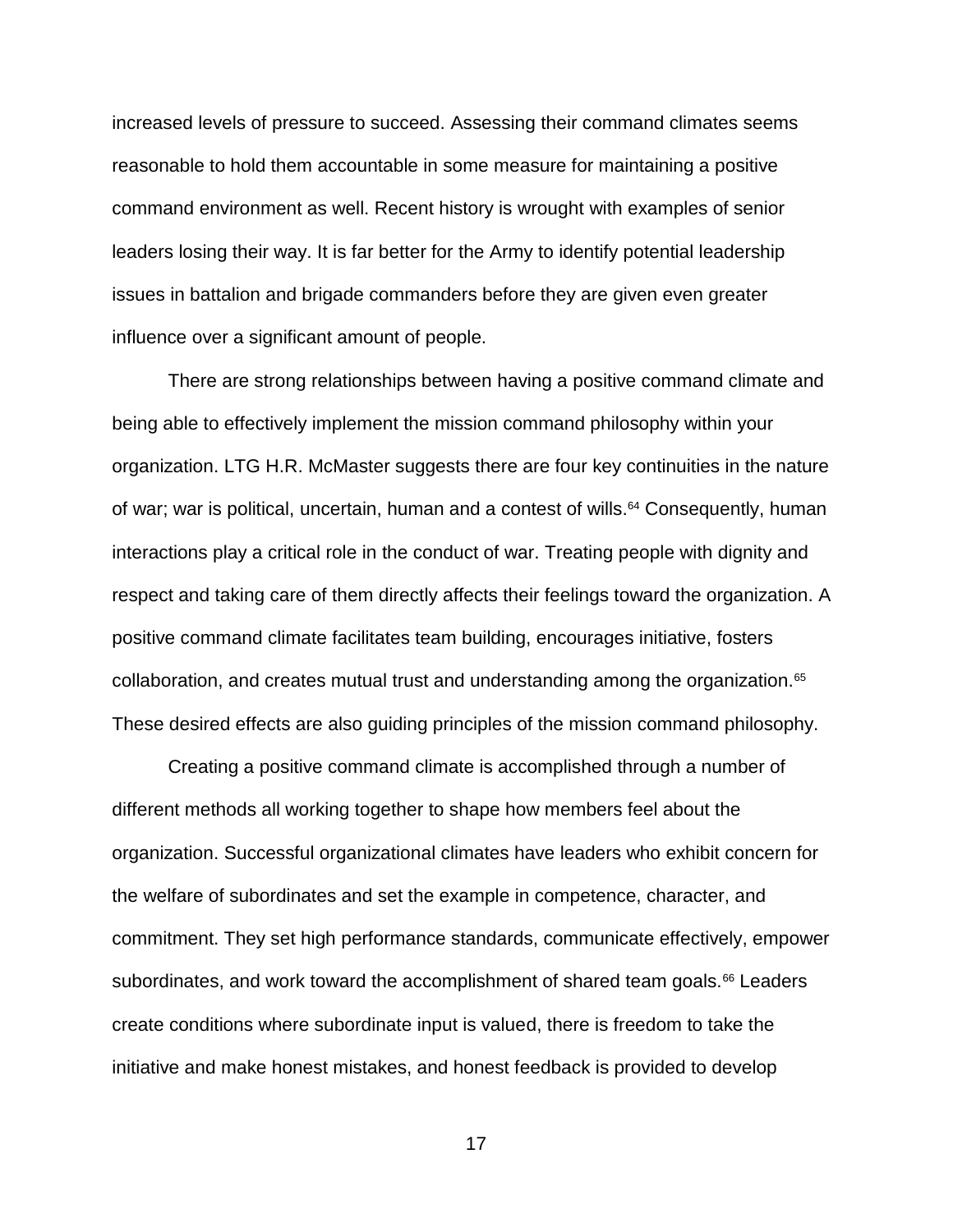increased levels of pressure to succeed. Assessing their command climates seems reasonable to hold them accountable in some measure for maintaining a positive command environment as well. Recent history is wrought with examples of senior leaders losing their way. It is far better for the Army to identify potential leadership issues in battalion and brigade commanders before they are given even greater influence over a significant amount of people.

There are strong relationships between having a positive command climate and being able to effectively implement the mission command philosophy within your organization. LTG H.R. McMaster suggests there are four key continuities in the nature of war; war is political, uncertain, human and a contest of wills.[64] Consequently, human interactions play a critical role in the conduct of war. Treating people with dignity and respect and taking care of them directly affects their feelings toward the organization. A positive command climate facilitates team building, encourages initiative, fosters collaboration, and creates mutual trust and understanding among the organization.[65] These desired effects are also guiding principles of the mission command philosophy.

Creating a positive command climate is accomplished through a number of different methods all working together to shape how members feel about the organization. Successful organizational climates have leaders who exhibit concern for the welfare of subordinates and set the example in competence, character, and commitment. They set high performance standards, communicate effectively, empower subordinates, and work toward the accomplishment of shared team goals.[66] Leaders create conditions where subordinate input is valued, there is freedom to take the initiative and make honest mistakes, and honest feedback is provided to develop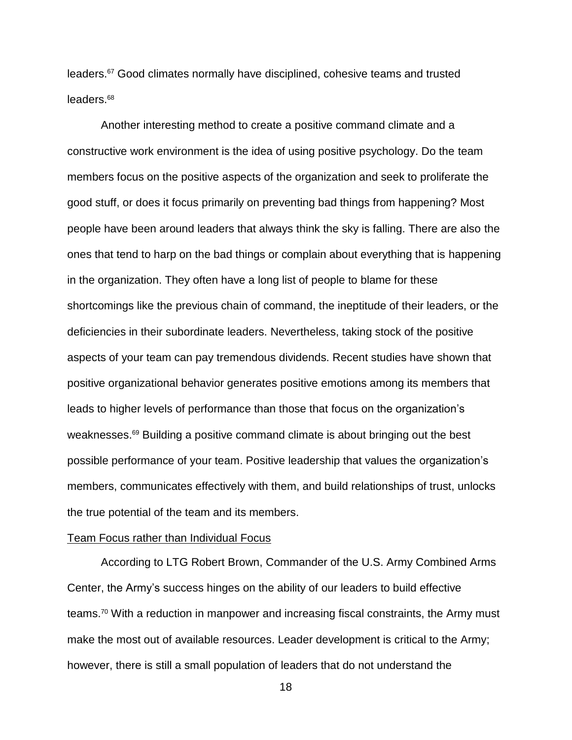leaders.[67] Good climates normally have disciplined, cohesive teams and trusted leaders.[68]

Another interesting method to create a positive command climate and a constructive work environment is the idea of using positive psychology. Do the team members focus on the positive aspects of the organization and seek to proliferate the good stuff, or does it focus primarily on preventing bad things from happening? Most people have been around leaders that always think the sky is falling. There are also the ones that tend to harp on the bad things or complain about everything that is happening in the organization. They often have a long list of people to blame for these shortcomings like the previous chain of command, the ineptitude of their leaders, or the deficiencies in their subordinate leaders. Nevertheless, taking stock of the positive aspects of your team can pay tremendous dividends. Recent studies have shown that positive organizational behavior generates positive emotions among its members that leads to higher levels of performance than those that focus on the organization's weaknesses.[69] Building a positive command climate is about bringing out the best possible performance of your team. Positive leadership that values the organization's members, communicates effectively with them, and build relationships of trust, unlocks the true potential of the team and its members.

<u>Team Focus rather than Individual Focus</u>

According to LTG Robert Brown, Commander of the U.S. Army Combined Arms Center, the Army's success hinges on the ability of our leaders to build effective teams.[70] With a reduction in manpower and increasing fiscal constraints, the Army must make the most out of available resources. Leader development is critical to the Army; however, there is still a small population of leaders that do not understand the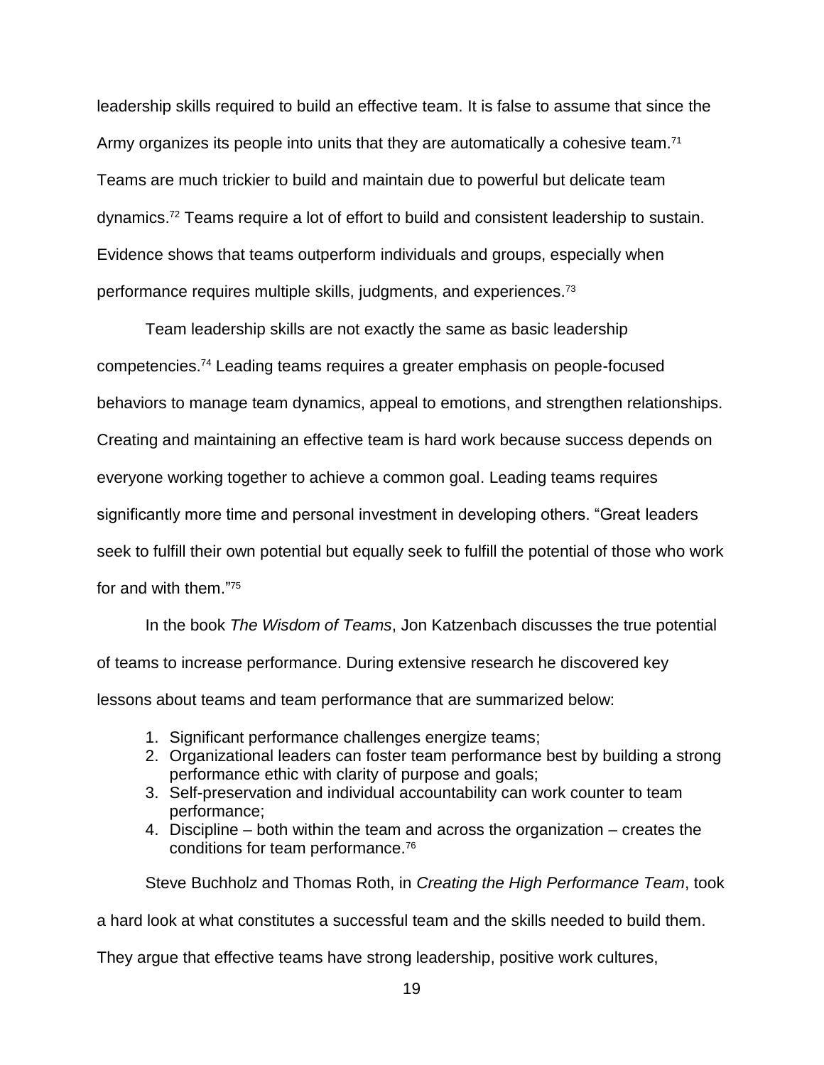leadership skills required to build an effective team. It is false to assume that since the Army organizes its people into units that they are automatically a cohesive team.[71] Teams are much trickier to build and maintain due to powerful but delicate team dynamics.[72] Teams require a lot of effort to build and consistent leadership to sustain. Evidence shows that teams outperform individuals and groups, especially when performance requires multiple skills, judgments, and experiences.[73]

Team leadership skills are not exactly the same as basic leadership competencies.[74] Leading teams requires a greater emphasis on people-focused behaviors to manage team dynamics, appeal to emotions, and strengthen relationships. Creating and maintaining an effective team is hard work because success depends on everyone working together to achieve a common goal. Leading teams requires significantly more time and personal investment in developing others. "Great leaders seek to fulfill their own potential but equally seek to fulfill the potential of those who work for and with them."[75]

In the book *The Wisdom of Teams*, Jon Katzenbach discusses the true potential of teams to increase performance. During extensive research he discovered key lessons about teams and team performance that are summarized below:

1. Significant performance challenges energize teams;
2. Organizational leaders can foster team performance best by building a strong performance ethic with clarity of purpose and goals;
3. Self-preservation and individual accountability can work counter to team performance;
4. Discipline – both within the team and across the organization – creates the conditions for team performance.[76]

Steve Buchholz and Thomas Roth, in *Creating the High Performance Team*, took a hard look at what constitutes a successful team and the skills needed to build them. They argue that effective teams have strong leadership, positive work cultures,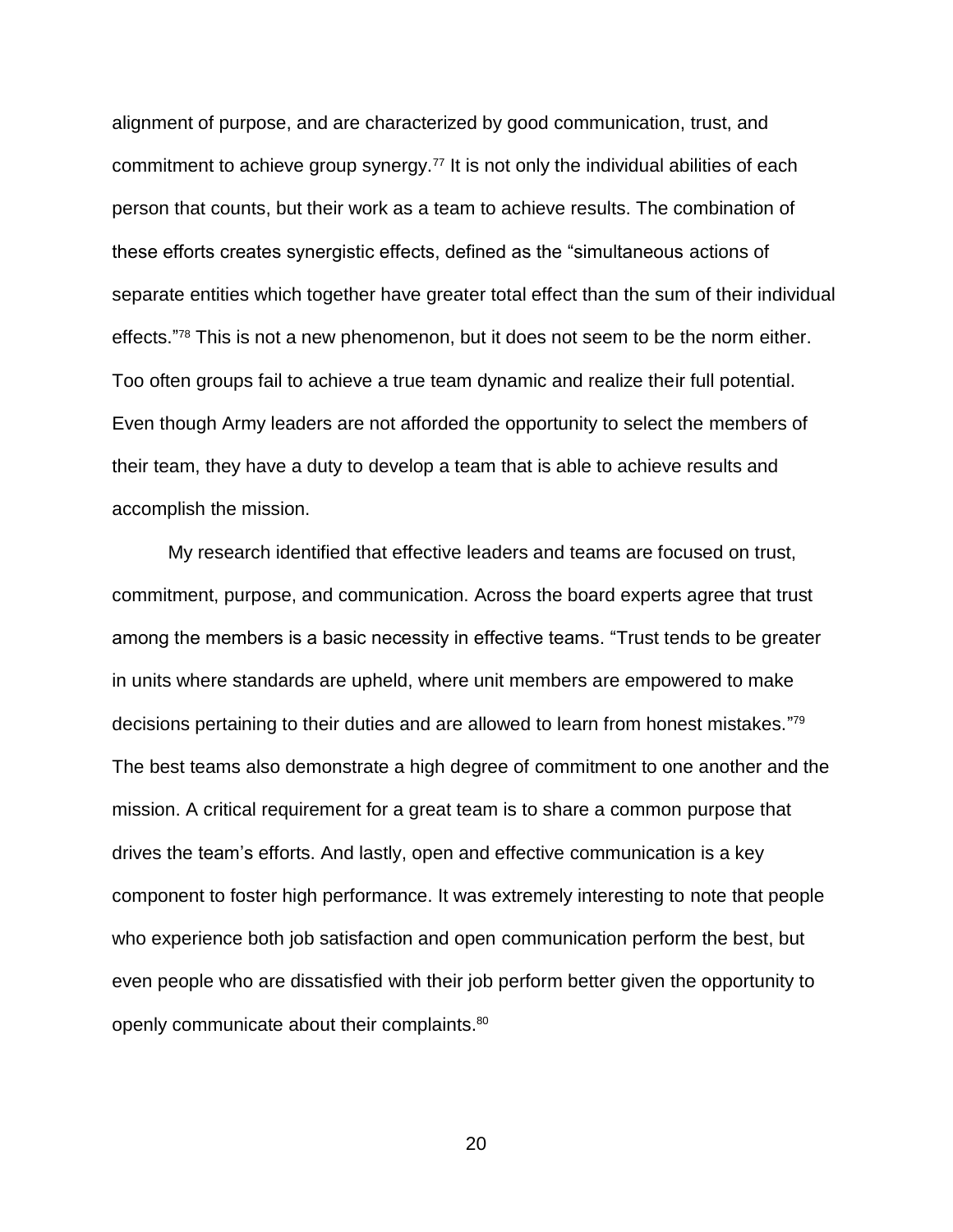alignment of purpose, and are characterized by good communication, trust, and commitment to achieve group synergy.[77] It is not only the individual abilities of each person that counts, but their work as a team to achieve results. The combination of these efforts creates synergistic effects, defined as the "simultaneous actions of separate entities which together have greater total effect than the sum of their individual effects."[78] This is not a new phenomenon, but it does not seem to be the norm either. Too often groups fail to achieve a true team dynamic and realize their full potential. Even though Army leaders are not afforded the opportunity to select the members of their team, they have a duty to develop a team that is able to achieve results and accomplish the mission.

My research identified that effective leaders and teams are focused on trust, commitment, purpose, and communication. Across the board experts agree that trust among the members is a basic necessity in effective teams. "Trust tends to be greater in units where standards are upheld, where unit members are empowered to make decisions pertaining to their duties and are allowed to learn from honest mistakes."[79] The best teams also demonstrate a high degree of commitment to one another and the mission. A critical requirement for a great team is to share a common purpose that drives the team's efforts. And lastly, open and effective communication is a key component to foster high performance. It was extremely interesting to note that people who experience both job satisfaction and open communication perform the best, but even people who are dissatisfied with their job perform better given the opportunity to openly communicate about their complaints.[80]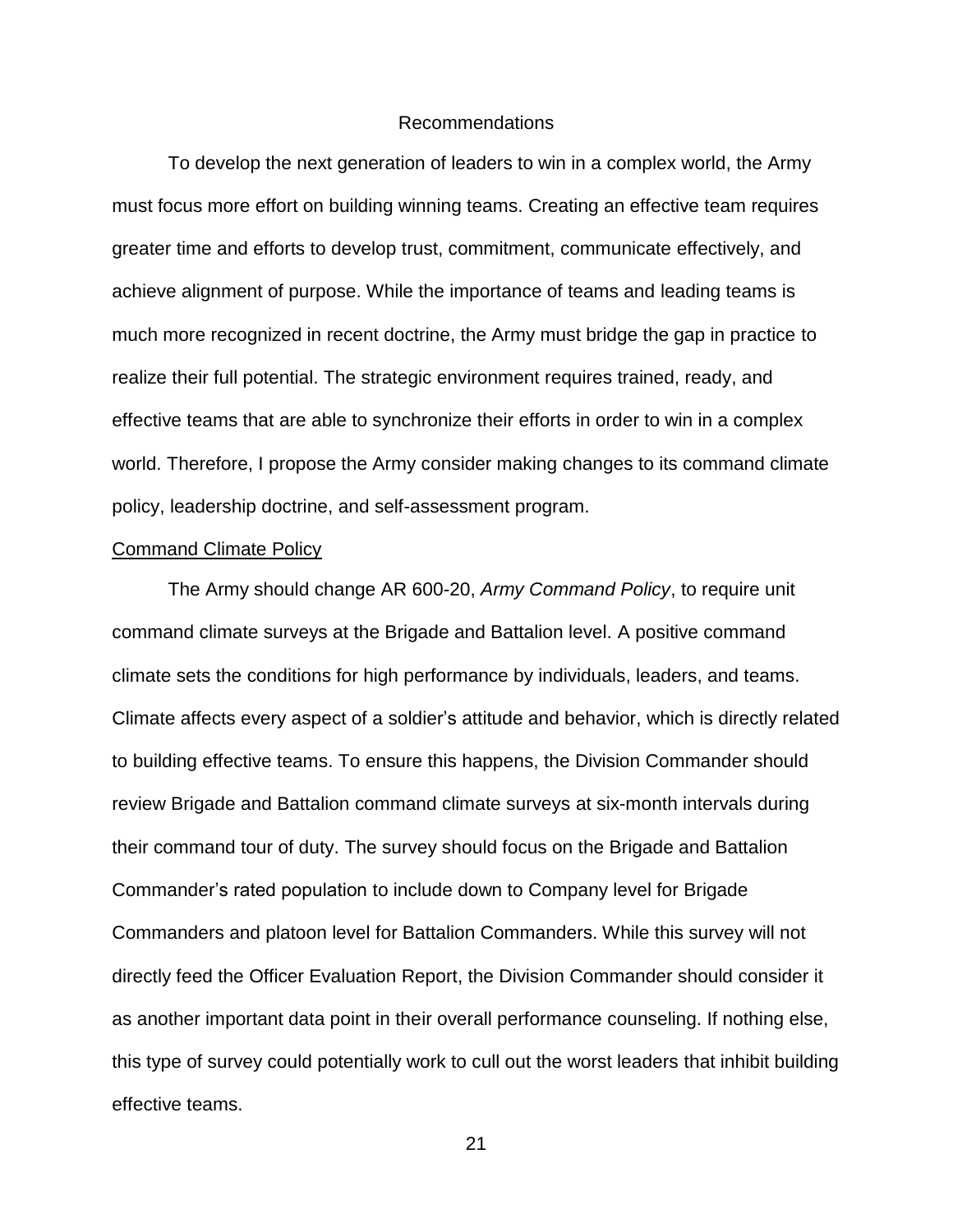## Recommendations

To develop the next generation of leaders to win in a complex world, the Army must focus more effort on building winning teams. Creating an effective team requires greater time and efforts to develop trust, commitment, communicate effectively, and achieve alignment of purpose. While the importance of teams and leading teams is much more recognized in recent doctrine, the Army must bridge the gap in practice to realize their full potential. The strategic environment requires trained, ready, and effective teams that are able to synchronize their efforts in order to win in a complex world. Therefore, I propose the Army consider making changes to its command climate policy, leadership doctrine, and self-assessment program.

### Command Climate Policy

The Army should change AR 600-20, *Army Command Policy*, to require unit command climate surveys at the Brigade and Battalion level. A positive command climate sets the conditions for high performance by individuals, leaders, and teams. Climate affects every aspect of a soldier's attitude and behavior, which is directly related to building effective teams. To ensure this happens, the Division Commander should review Brigade and Battalion command climate surveys at six-month intervals during their command tour of duty. The survey should focus on the Brigade and Battalion Commander's rated population to include down to Company level for Brigade Commanders and platoon level for Battalion Commanders. While this survey will not directly feed the Officer Evaluation Report, the Division Commander should consider it as another important data point in their overall performance counseling. If nothing else, this type of survey could potentially work to cull out the worst leaders that inhibit building effective teams.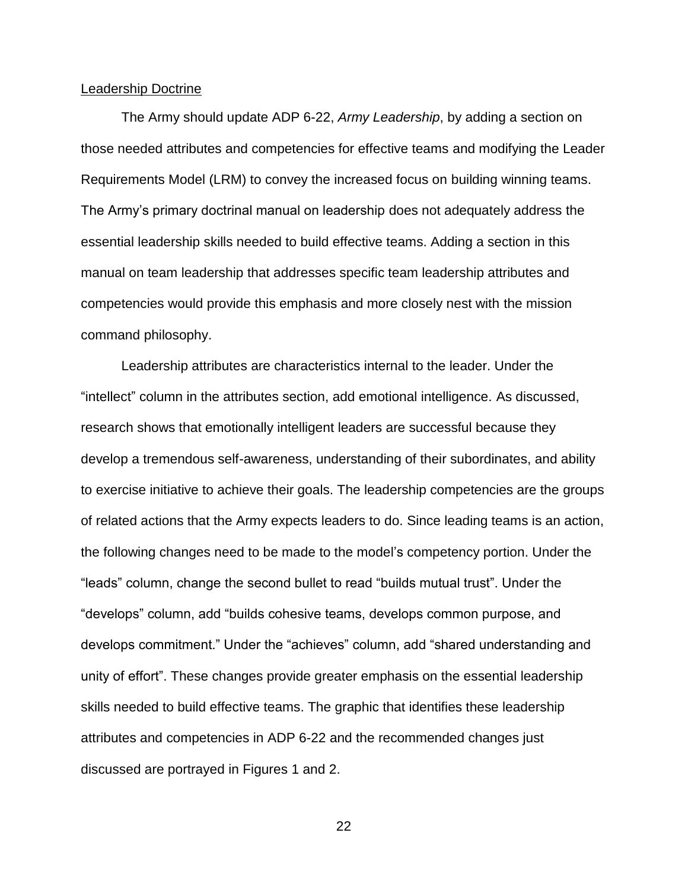## Leadership Doctrine

The Army should update ADP 6-22, *Army Leadership*, by adding a section on those needed attributes and competencies for effective teams and modifying the Leader Requirements Model (LRM) to convey the increased focus on building winning teams. The Army's primary doctrinal manual on leadership does not adequately address the essential leadership skills needed to build effective teams. Adding a section in this manual on team leadership that addresses specific team leadership attributes and competencies would provide this emphasis and more closely nest with the mission command philosophy.

Leadership attributes are characteristics internal to the leader. Under the "intellect" column in the attributes section, add emotional intelligence. As discussed, research shows that emotionally intelligent leaders are successful because they develop a tremendous self-awareness, understanding of their subordinates, and ability to exercise initiative to achieve their goals. The leadership competencies are the groups of related actions that the Army expects leaders to do. Since leading teams is an action, the following changes need to be made to the model's competency portion. Under the "leads" column, change the second bullet to read "builds mutual trust". Under the "develops" column, add "builds cohesive teams, develops common purpose, and develops commitment." Under the "achieves" column, add "shared understanding and unity of effort". These changes provide greater emphasis on the essential leadership skills needed to build effective teams. The graphic that identifies these leadership attributes and competencies in ADP 6-22 and the recommended changes just discussed are portrayed in Figures 1 and 2.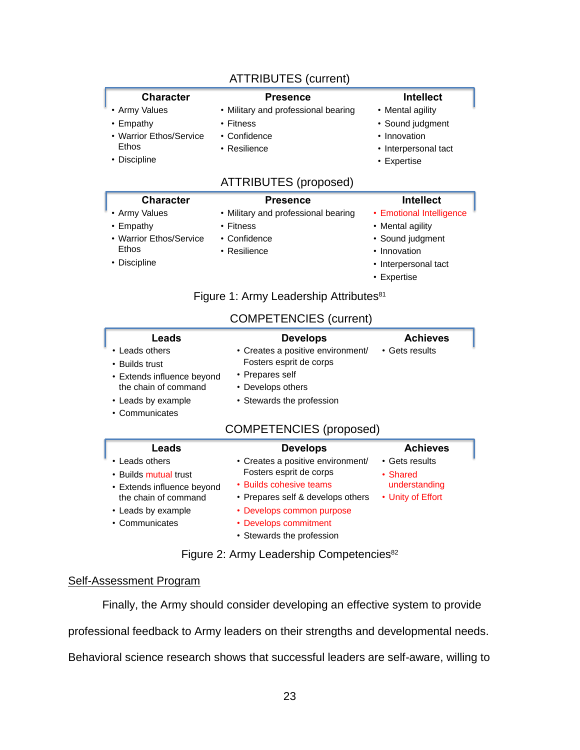ATTRIBUTES (current)

| Character | Presence | Intellect |
|---|---|---|
| • Army Values<br>• Empathy<br>• Warrior Ethos/Service Ethos<br>• Discipline | • Military and professional bearing<br>• Fitness<br>• Confidence<br>• Resilience | • Mental agility<br>• Sound judgment<br>• Innovation<br>• Interpersonal tact<br>• Expertise |

ATTRIBUTES (proposed)

| Character | Presence | Intellect |
|---|---|---|
| • Army Values<br>• Empathy<br>• Warrior Ethos/Service Ethos<br>• Discipline | • Military and professional bearing<br>• Fitness<br>• Confidence<br>• Resilience | • Emotional Intelligence<br>• Mental agility<br>• Sound judgment<br>• Innovation<br>• Interpersonal tact<br>• Expertise |

Figure 1: Army Leadership Attributes[81]

COMPETENCIES (current)

| Leads | Develops | Achieves |
|---|---|---|
| • Leads others<br>• Builds trust<br>• Extends influence beyond the chain of command<br>• Leads by example<br>• Communicates | • Creates a positive environment/ Fosters esprit de corps<br>• Prepares self<br>• Develops others<br>• Stewards the profession | • Gets results |

COMPETENCIES (proposed)

| Leads | Develops | Achieves |
|---|---|---|
| • Leads others<br>• Builds mutual trust<br>• Extends influence beyond the chain of command<br>• Leads by example<br>• Communicates | • Creates a positive environment/ Fosters esprit de corps<br>• Builds cohesive teams<br>• Prepares self & develops others<br>• Develops common purpose<br>• Develops commitment<br>• Stewards the profession | • Gets results<br>• Shared understanding<br>• Unity of Effort |

Figure 2: Army Leadership Competencies[82]

<u>Self-Assessment Program</u>

Finally, the Army should consider developing an effective system to provide professional feedback to Army leaders on their strengths and developmental needs. Behavioral science research shows that successful leaders are self-aware, willing to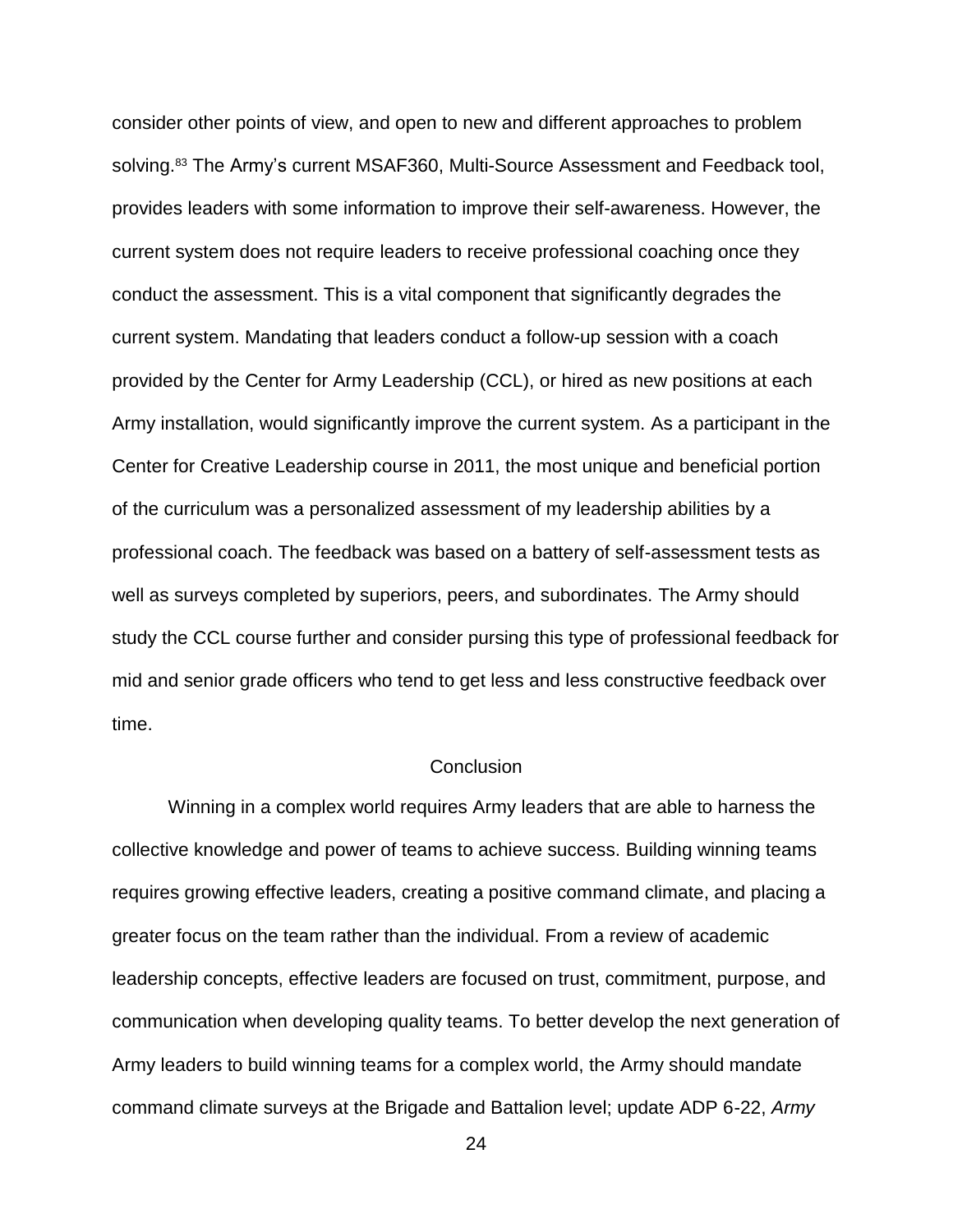consider other points of view, and open to new and different approaches to problem solving.[83] The Army's current MSAF360, Multi-Source Assessment and Feedback tool, provides leaders with some information to improve their self-awareness. However, the current system does not require leaders to receive professional coaching once they conduct the assessment. This is a vital component that significantly degrades the current system. Mandating that leaders conduct a follow-up session with a coach provided by the Center for Army Leadership (CCL), or hired as new positions at each Army installation, would significantly improve the current system. As a participant in the Center for Creative Leadership course in 2011, the most unique and beneficial portion of the curriculum was a personalized assessment of my leadership abilities by a professional coach. The feedback was based on a battery of self-assessment tests as well as surveys completed by superiors, peers, and subordinates. The Army should study the CCL course further and consider pursuing this type of professional feedback for mid and senior grade officers who tend to get less and less constructive feedback over time.

## Conclusion

Winning in a complex world requires Army leaders that are able to harness the collective knowledge and power of teams to achieve success. Building winning teams requires growing effective leaders, creating a positive command climate, and placing a greater focus on the team rather than the individual. From a review of academic leadership concepts, effective leaders are focused on trust, commitment, purpose, and communication when developing quality teams. To better develop the next generation of Army leaders to build winning teams for a complex world, the Army should mandate command climate surveys at the Brigade and Battalion level; update ADP 6-22, *Army*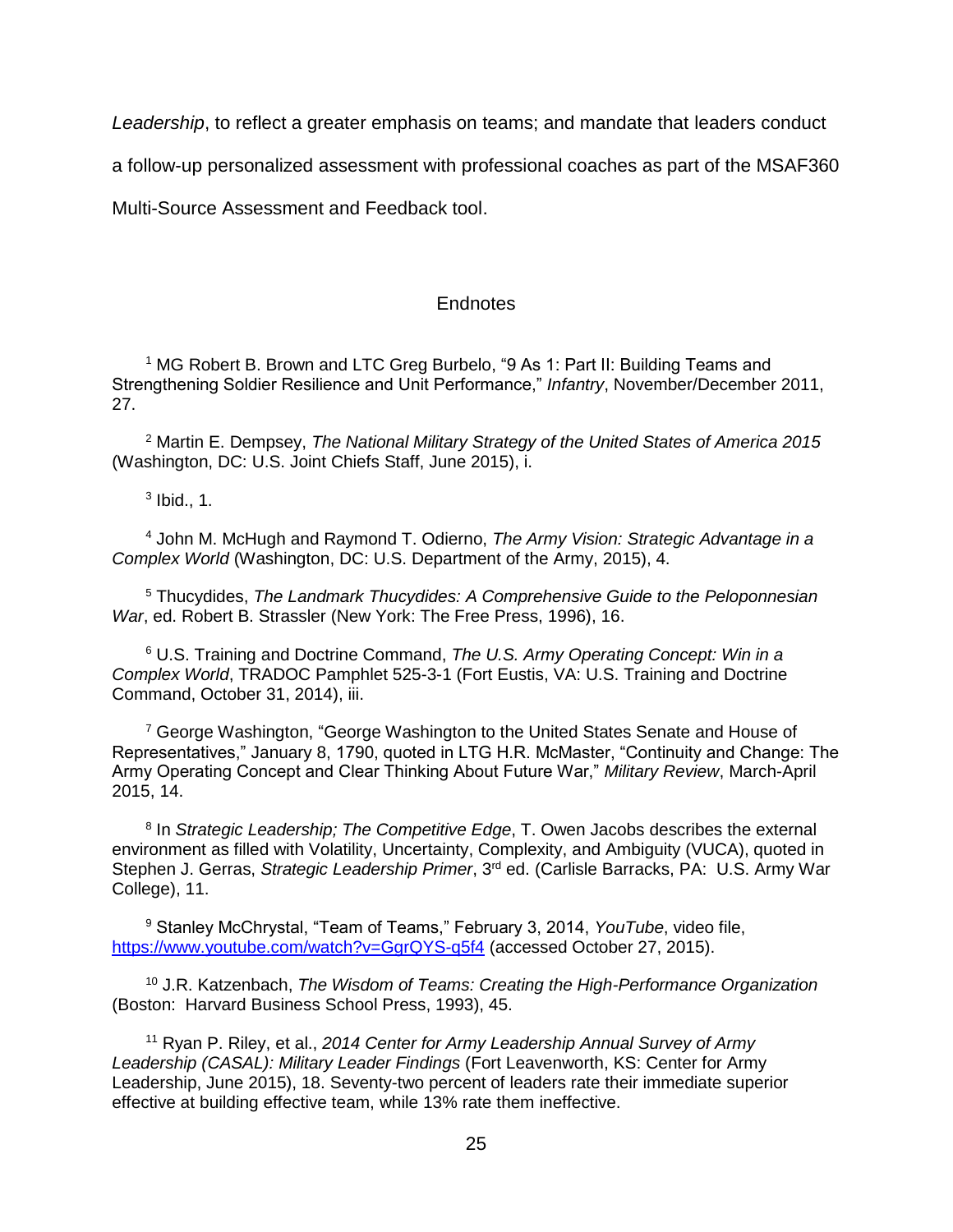*Leadership*, to reflect a greater emphasis on teams; and mandate that leaders conduct a follow-up personalized assessment with professional coaches as part of the MSAF360 Multi-Source Assessment and Feedback tool.

## Endnotes

[1] MG Robert B. Brown and LTC Greg Burbelo, "9 As 1: Part II: Building Teams and Strengthening Soldier Resilience and Unit Performance," *Infantry*, November/December 2011, 27.

[2] Martin E. Dempsey, *The National Military Strategy of the United States of America 2015* (Washington, DC: U.S. Joint Chiefs Staff, June 2015), i.

[3] Ibid., 1.

[4] John M. McHugh and Raymond T. Odierno, *The Army Vision: Strategic Advantage in a Complex World* (Washington, DC: U.S. Department of the Army, 2015), 4.

[5] Thucydides, *The Landmark Thucydides: A Comprehensive Guide to the Peloponnesian War*, ed. Robert B. Strassler (New York: The Free Press, 1996), 16.

[6] U.S. Training and Doctrine Command, *The U.S. Army Operating Concept: Win in a Complex World*, TRADOC Pamphlet 525-3-1 (Fort Eustis, VA: U.S. Training and Doctrine Command, October 31, 2014), iii.

[7] George Washington, "George Washington to the United States Senate and House of Representatives," January 8, 1790, quoted in LTG H.R. McMaster, "Continuity and Change: The Army Operating Concept and Clear Thinking About Future War," *Military Review*, March-April 2015, 14.

[8] In *Strategic Leadership; The Competitive Edge*, T. Owen Jacobs describes the external environment as filled with Volatility, Uncertainty, Complexity, and Ambiguity (VUCA), quoted in Stephen J. Gerras, *Strategic Leadership Primer*, 3rd ed. (Carlisle Barracks, PA: U.S. Army War College), 11.

[9] Stanley McChrystal, "Team of Teams," February 3, 2014, *YouTube*, video file, https://www.youtube.com/watch?v=GgrQYS-q5f4 (accessed October 27, 2015).

[10] J.R. Katzenbach, *The Wisdom of Teams: Creating the High-Performance Organization* (Boston: Harvard Business School Press, 1993), 45.

[11] Ryan P. Riley, et al., *2014 Center for Army Leadership Annual Survey of Army Leadership (CASAL): Military Leader Findings* (Fort Leavenworth, KS: Center for Army Leadership, June 2015), 18. Seventy-two percent of leaders rate their immediate superior effective at building effective team, while 13% rate them ineffective.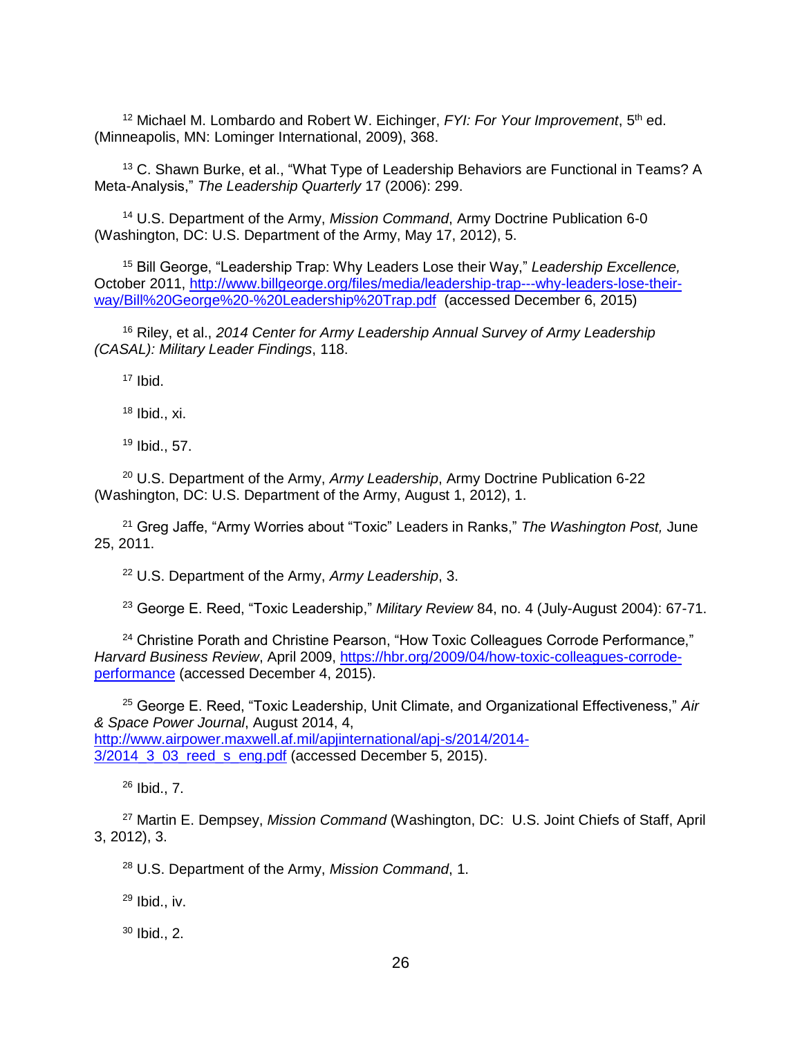[12] Michael M. Lombardo and Robert W. Eichinger, *FYI: For Your Improvement*, 5th ed. (Minneapolis, MN: Lominger International, 2009), 368.

[13] C. Shawn Burke, et al., "What Type of Leadership Behaviors are Functional in Teams? A Meta-Analysis," *The Leadership Quarterly* 17 (2006): 299.

[14] U.S. Department of the Army, *Mission Command*, Army Doctrine Publication 6-0 (Washington, DC: U.S. Department of the Army, May 17, 2012), 5.

[15] Bill George, "Leadership Trap: Why Leaders Lose their Way," *Leadership Excellence,* October 2011, http://www.billgeorge.org/files/media/leadership-trap---why-leaders-lose-their-way/Bill%20George%20-%20Leadership%20Trap.pdf (accessed December 6, 2015)

[16] Riley, et al., *2014 Center for Army Leadership Annual Survey of Army Leadership (CASAL): Military Leader Findings*, 118.

[17] Ibid.

[18] Ibid., xi.

[19] Ibid., 57.

[20] U.S. Department of the Army, *Army Leadership*, Army Doctrine Publication 6-22 (Washington, DC: U.S. Department of the Army, August 1, 2012), 1.

[21] Greg Jaffe, "Army Worries about "Toxic" Leaders in Ranks," *The Washington Post,* June 25, 2011.

[22] U.S. Department of the Army, *Army Leadership*, 3.

[23] George E. Reed, "Toxic Leadership," *Military Review* 84, no. 4 (July-August 2004): 67-71.

[24] Christine Porath and Christine Pearson, "How Toxic Colleagues Corrode Performance," *Harvard Business Review*, April 2009, https://hbr.org/2009/04/how-toxic-colleagues-corrode-performance (accessed December 4, 2015).

[25] George E. Reed, "Toxic Leadership, Unit Climate, and Organizational Effectiveness," *Air & Space Power Journal*, August 2014, 4, http://www.airpower.maxwell.af.mil/apjinternational/apj-s/2014/2014-3/2014_3_03_reed_s_eng.pdf (accessed December 5, 2015).

[26] Ibid., 7.

[27] Martin E. Dempsey, *Mission Command* (Washington, DC: U.S. Joint Chiefs of Staff, April 3, 2012), 3.

[28] U.S. Department of the Army, *Mission Command*, 1.

[29] Ibid., iv.

[30] Ibid., 2.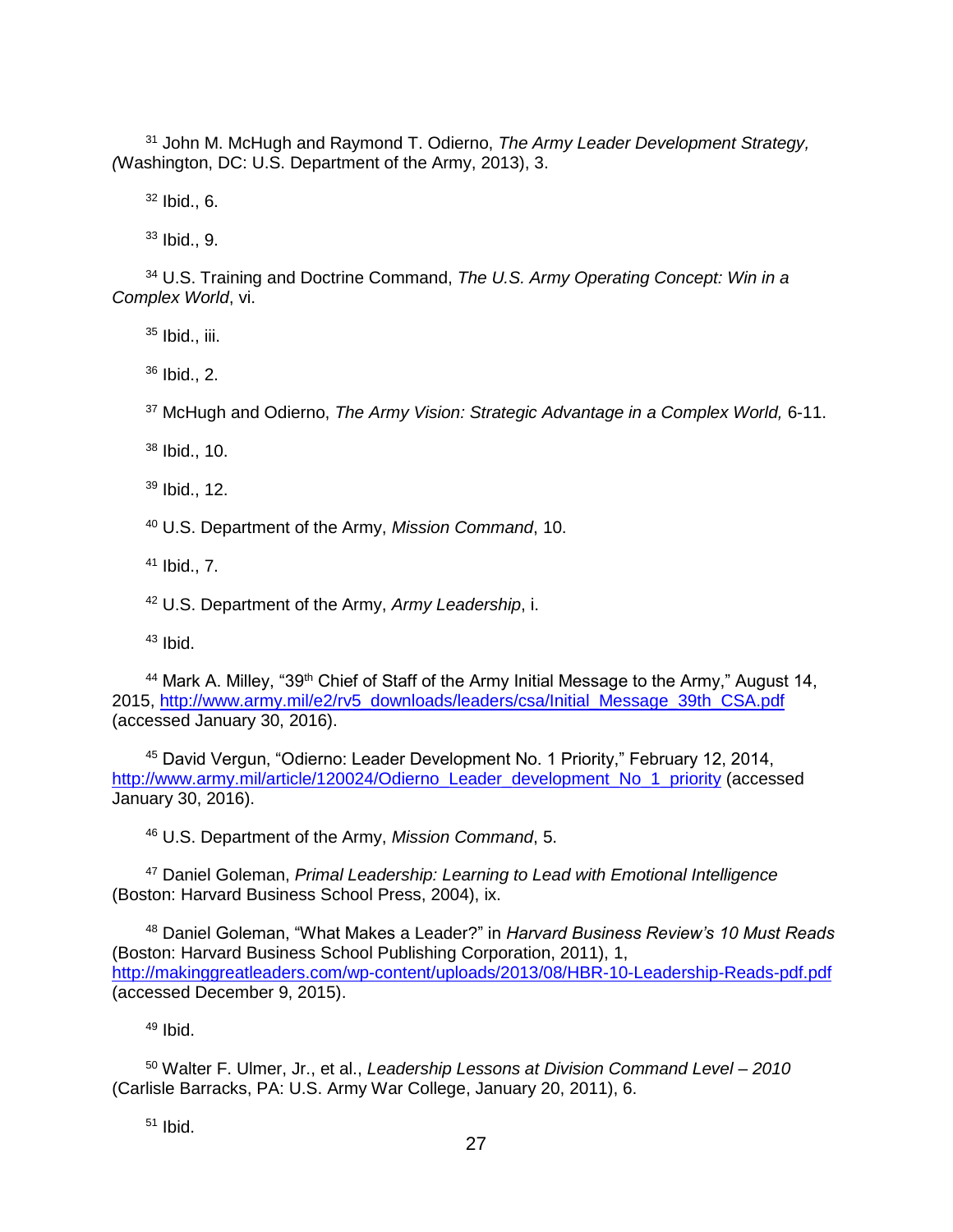[31] John M. McHugh and Raymond T. Odierno, *The Army Leader Development Strategy, (*Washington, DC: U.S. Department of the Army, 2013), 3.

[32] Ibid., 6.

[33] Ibid., 9.

[34] U.S. Training and Doctrine Command, *The U.S. Army Operating Concept: Win in a Complex World*, vi.

[35] Ibid., iii.

[36] Ibid., 2.

[37] McHugh and Odierno, *The Army Vision: Strategic Advantage in a Complex World,* 6-11.

[38] Ibid., 10.

[39] Ibid., 12.

[40] U.S. Department of the Army, *Mission Command*, 10.

[41] Ibid., 7.

[42] U.S. Department of the Army, *Army Leadership*, i.

[43] Ibid.

[44] Mark A. Milley, "39th Chief of Staff of the Army Initial Message to the Army," August 14, 2015, http://www.army.mil/e2/rv5_downloads/leaders/csa/Initial_Message_39th_CSA.pdf (accessed January 30, 2016).

[45] David Vergun, "Odierno: Leader Development No. 1 Priority," February 12, 2014, http://www.army.mil/article/120024/Odierno_Leader_development_No_1_priority (accessed January 30, 2016).

[46] U.S. Department of the Army, *Mission Command*, 5.

[47] Daniel Goleman, *Primal Leadership: Learning to Lead with Emotional Intelligence* (Boston: Harvard Business School Press, 2004), ix.

[48] Daniel Goleman, "What Makes a Leader?" in *Harvard Business Review's 10 Must Reads* (Boston: Harvard Business School Publishing Corporation, 2011), 1, http://makinggreatleaders.com/wp-content/uploads/2013/08/HBR-10-Leadership-Reads-pdf.pdf (accessed December 9, 2015).

[49] Ibid.

[50] Walter F. Ulmer, Jr., et al., *Leadership Lessons at Division Command Level – 2010* (Carlisle Barracks, PA: U.S. Army War College, January 20, 2011), 6.

[51] Ibid.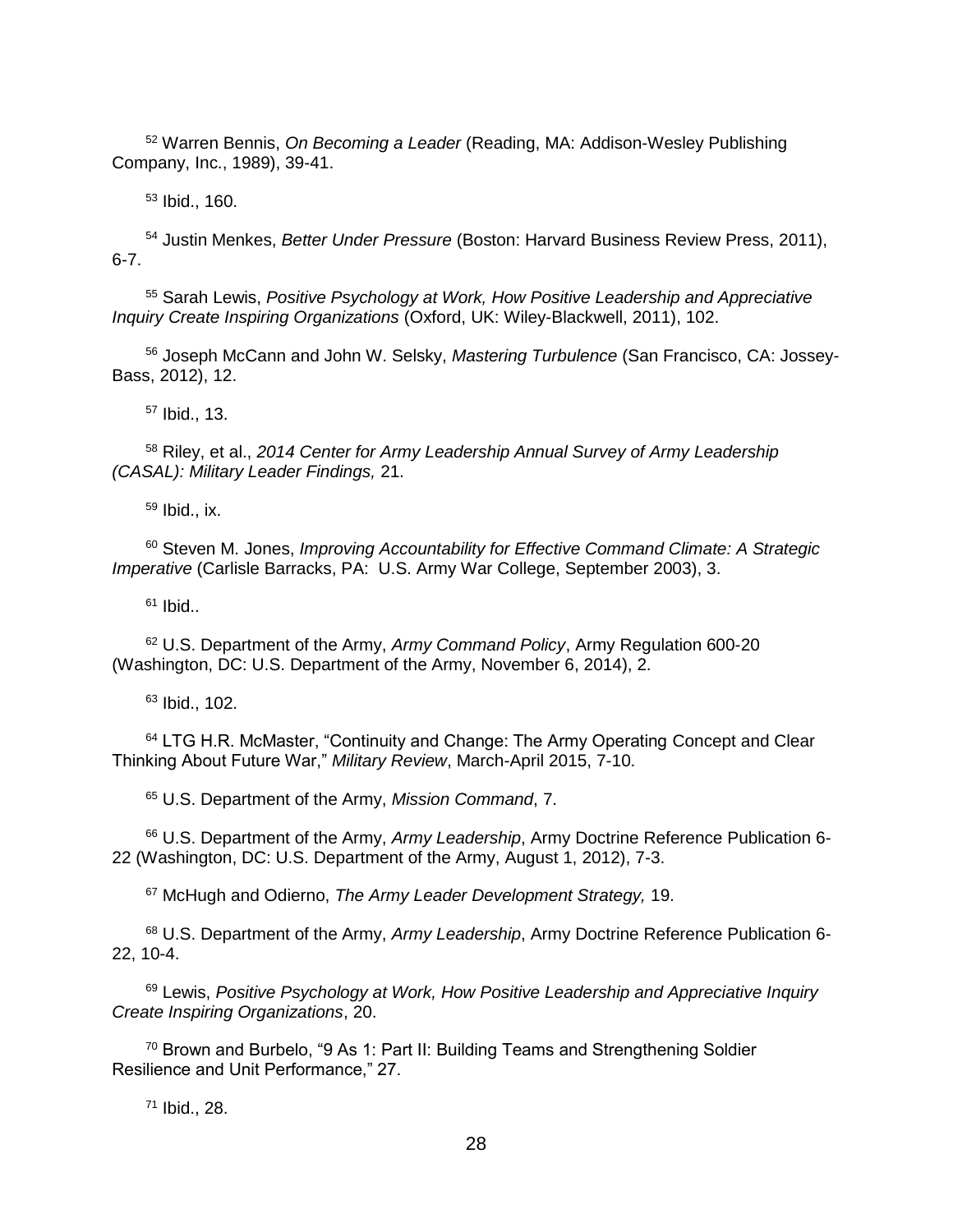[52] Warren Bennis, *On Becoming a Leader* (Reading, MA: Addison-Wesley Publishing Company, Inc., 1989), 39-41.

[53] Ibid., 160.

[54] Justin Menkes, *Better Under Pressure* (Boston: Harvard Business Review Press, 2011), 6-7.

[55] Sarah Lewis, *Positive Psychology at Work, How Positive Leadership and Appreciative Inquiry Create Inspiring Organizations* (Oxford, UK: Wiley-Blackwell, 2011), 102.

[56] Joseph McCann and John W. Selsky, *Mastering Turbulence* (San Francisco, CA: Jossey-Bass, 2012), 12.

[57] Ibid., 13.

[58] Riley, et al., *2014 Center for Army Leadership Annual Survey of Army Leadership (CASAL): Military Leader Findings,* 21.

[59] Ibid., ix.

[60] Steven M. Jones, *Improving Accountability for Effective Command Climate: A Strategic Imperative* (Carlisle Barracks, PA: U.S. Army War College, September 2003), 3.

[61] Ibid..

[62] U.S. Department of the Army, *Army Command Policy*, Army Regulation 600-20 (Washington, DC: U.S. Department of the Army, November 6, 2014), 2.

[63] Ibid., 102.

[64] LTG H.R. McMaster, "Continuity and Change: The Army Operating Concept and Clear Thinking About Future War," *Military Review*, March-April 2015, 7-10.

[65] U.S. Department of the Army, *Mission Command*, 7.

[66] U.S. Department of the Army, *Army Leadership*, Army Doctrine Reference Publication 6-22 (Washington, DC: U.S. Department of the Army, August 1, 2012), 7-3.

[67] McHugh and Odierno, *The Army Leader Development Strategy,* 19.

[68] U.S. Department of the Army, *Army Leadership*, Army Doctrine Reference Publication 6-22, 10-4.

[69] Lewis, *Positive Psychology at Work, How Positive Leadership and Appreciative Inquiry Create Inspiring Organizations*, 20.

[70] Brown and Burbelo, "9 As 1: Part II: Building Teams and Strengthening Soldier Resilience and Unit Performance," 27.

[71] Ibid., 28.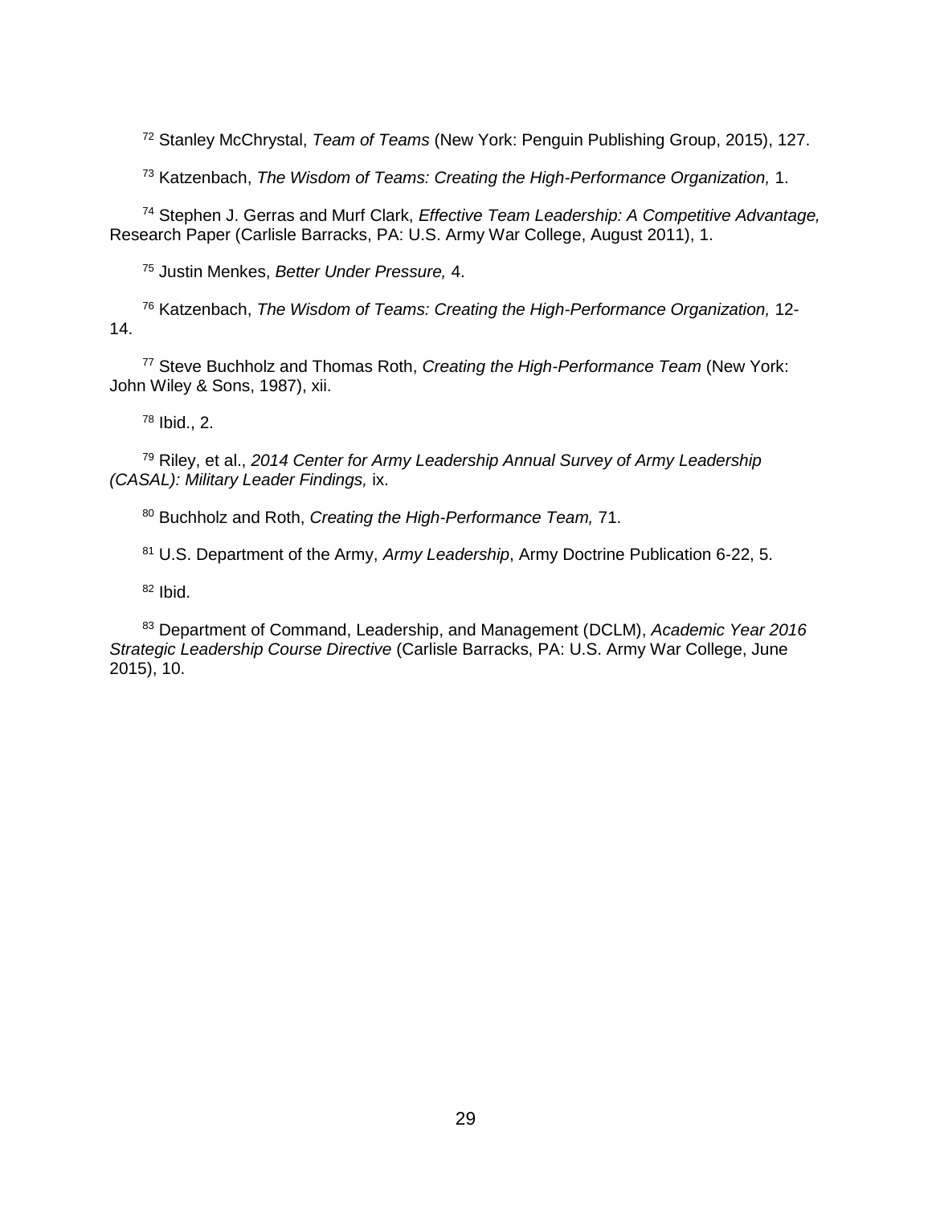[72] Stanley McChrystal, *Team of Teams* (New York: Penguin Publishing Group, 2015), 127.

[73] Katzenbach, *The Wisdom of Teams: Creating the High-Performance Organization,* 1.

[74] Stephen J. Gerras and Murf Clark, *Effective Team Leadership: A Competitive Advantage,* Research Paper (Carlisle Barracks, PA: U.S. Army War College, August 2011), 1.

[75] Justin Menkes, *Better Under Pressure,* 4.

[76] Katzenbach, *The Wisdom of Teams: Creating the High-Performance Organization,* 12-14.

[77] Steve Buchholz and Thomas Roth, *Creating the High-Performance Team* (New York: John Wiley & Sons, 1987), xii.

[78] Ibid., 2.

[79] Riley, et al., *2014 Center for Army Leadership Annual Survey of Army Leadership (CASAL): Military Leader Findings,* ix.

[80] Buchholz and Roth, *Creating the High-Performance Team,* 71.

[81] U.S. Department of the Army, *Army Leadership*, Army Doctrine Publication 6-22, 5.

[82] Ibid.

[83] Department of Command, Leadership, and Management (DCLM), *Academic Year 2016 Strategic Leadership Course Directive* (Carlisle Barracks, PA: U.S. Army War College, June 2015), 10.